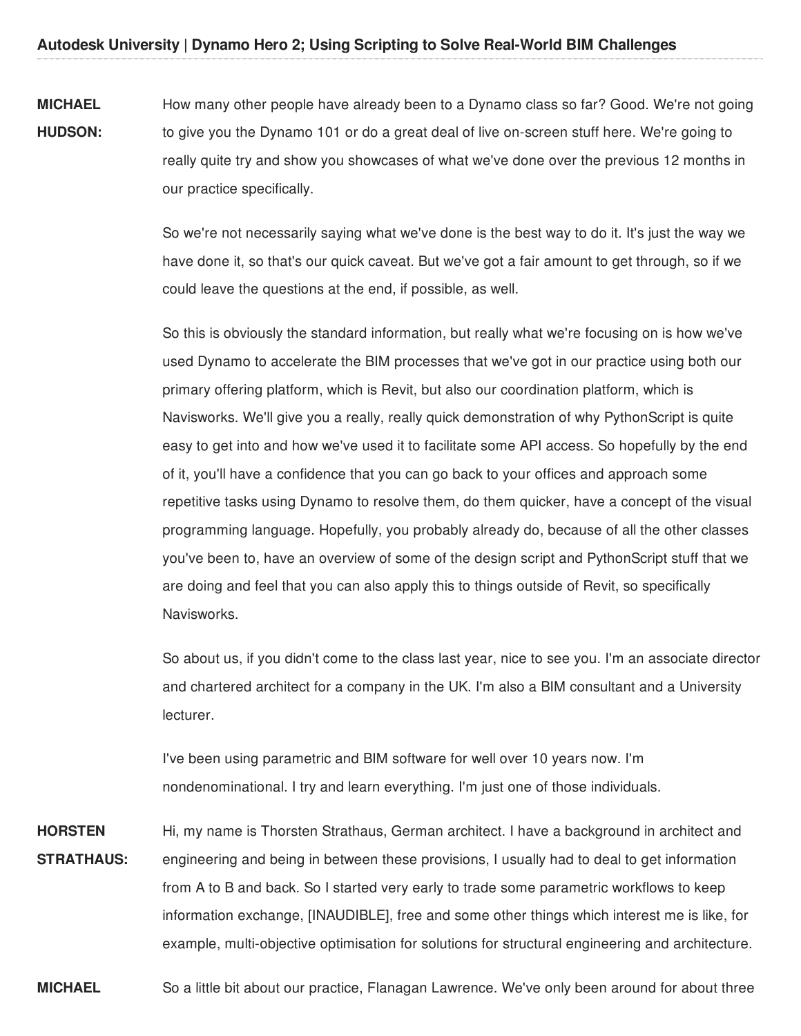**MICHAEL HUDSON:** How many other people have already been to a Dynamo class so far? Good. We're not going to give you the Dynamo 101 or do a great deal of live on-screen stuff here. We're going to really quite try and show you showcases of what we've done over the previous 12 months in our practice specifically.

So we're not necessarily saying what we've done is the best way to do it. It's just the way we have done it, so that's our quick caveat. But we've got a fair amount to get through, so if we could leave the questions at the end, if possible, as well.

So this is obviously the standard information, but really what we're focusing on is how we've used Dynamo to accelerate the BIM processes that we've got in our practice using both our primary offering platform, which is Revit, but also our coordination platform, which is Navisworks. We'll give you a really, really quick demonstration of why PythonScript is quite easy to get into and how we've used it to facilitate some API access. So hopefully by the end of it, you'll have a confidence that you can go back to your offices and approach some repetitive tasks using Dynamo to resolve them, do them quicker, have a concept of the visual programming language. Hopefully, you probably already do, because of all the other classes you've been to, have an overview of some of the design script and PythonScript stuff that we are doing and feel that you can also apply this to things outside of Revit, so specifically Navisworks.

So about us, if you didn't come to the class last year, nice to see you. I'm an associate director and chartered architect for a company in the UK. I'm also a BIM consultant and a University lecturer.

I've been using parametric and BIM software for well over 10 years now. I'm nondenominational. I try and learn everything. I'm just one of those individuals.

**HORSTEN STRATHAUS:** Hi, my name is Thorsten Strathaus, German architect. I have a background in architect and engineering and being in between these provisions, I usually had to deal to get information from A to B and back. So I started very early to trade some parametric workflows to keep information exchange, [INAUDIBLE], free and some other things which interest me is like, for example, multi-objective optimisation for solutions for structural engineering and architecture.

**MICHAEL** So a little bit about our practice, Flanagan Lawrence. We've only been around for about three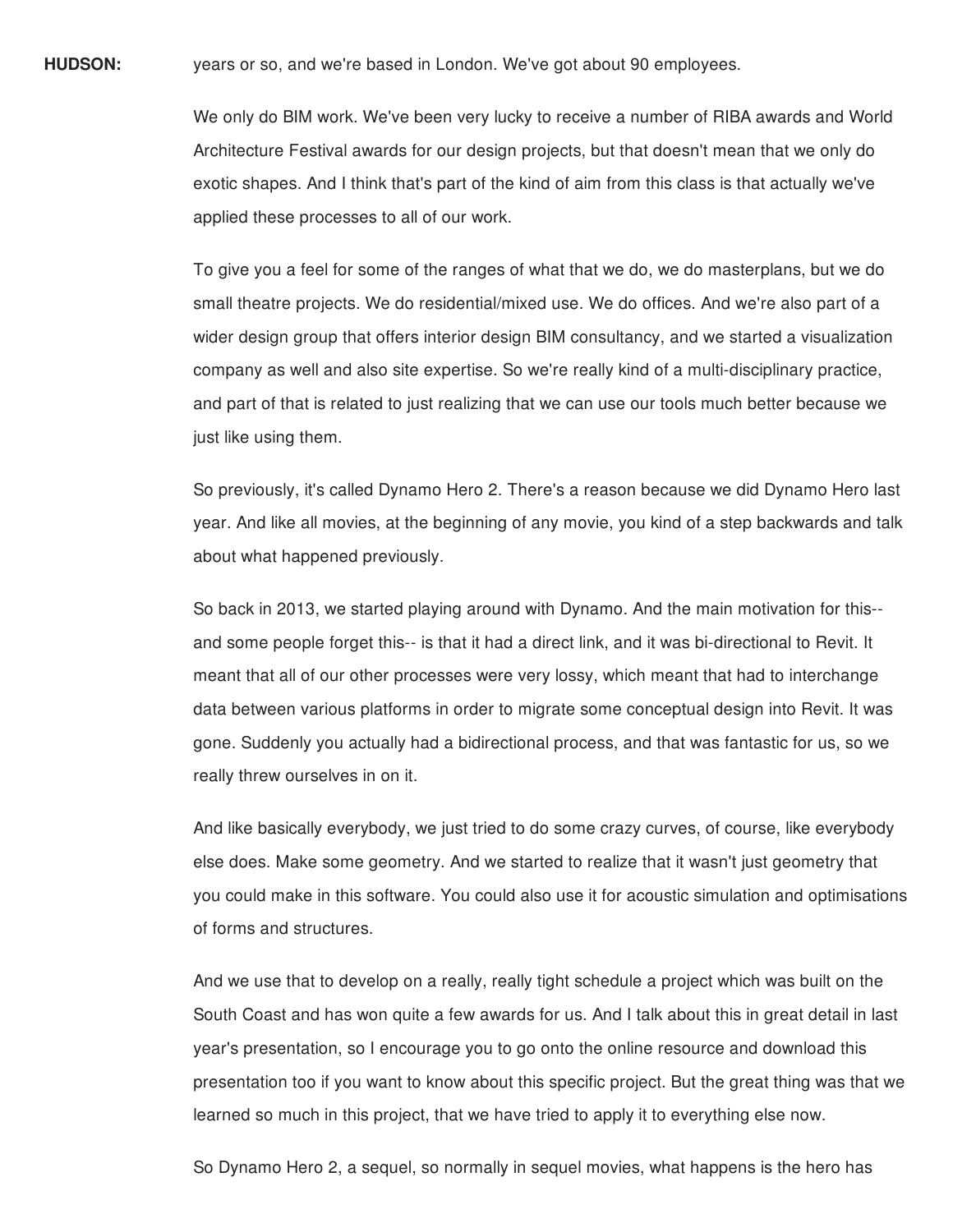**HUDSON:** years or so, and we're based in London. We've got about 90 employees.

We only do BIM work. We've been very lucky to receive a number of RIBA awards and World Architecture Festival awards for our design projects, but that doesn't mean that we only do exotic shapes. And I think that's part of the kind of aim from this class is that actually we've applied these processes to all of our work.

To give you a feel for some of the ranges of what that we do, we do masterplans, but we do small theatre projects. We do residential/mixed use. We do offices. And we're also part of a wider design group that offers interior design BIM consultancy, and we started a visualization company as well and also site expertise. So we're really kind of a multi-disciplinary practice, and part of that is related to just realizing that we can use our tools much better because we just like using them.

So previously, it's called Dynamo Hero 2. There's a reason because we did Dynamo Hero last year. And like all movies, at the beginning of any movie, you kind of a step backwards and talk about what happened previously.

So back in 2013, we started playing around with Dynamo. And the main motivation for this-- and some people forget this-- is that it had a direct link, and it was bi-directional to Revit. It meant that all of our other processes were very lossy, which meant that had to interchange data between various platforms in order to migrate some conceptual design into Revit. It was gone. Suddenly you actually had a bidirectional process, and that was fantastic for us, so we really threw ourselves in on it.

And like basically everybody, we just tried to do some crazy curves, of course, like everybody else does. Make some geometry. And we started to realize that it wasn't just geometry that you could make in this software. You could also use it for acoustic simulation and optimisations of forms and structures.

And we use that to develop on a really, really tight schedule a project which was built on the South Coast and has won quite a few awards for us. And I talk about this in great detail in last year's presentation, so I encourage you to go onto the online resource and download this presentation too if you want to know about this specific project. But the great thing was that we learned so much in this project, that we have tried to apply it to everything else now.

So Dynamo Hero 2, a sequel, so normally in sequel movies, what happens is the hero has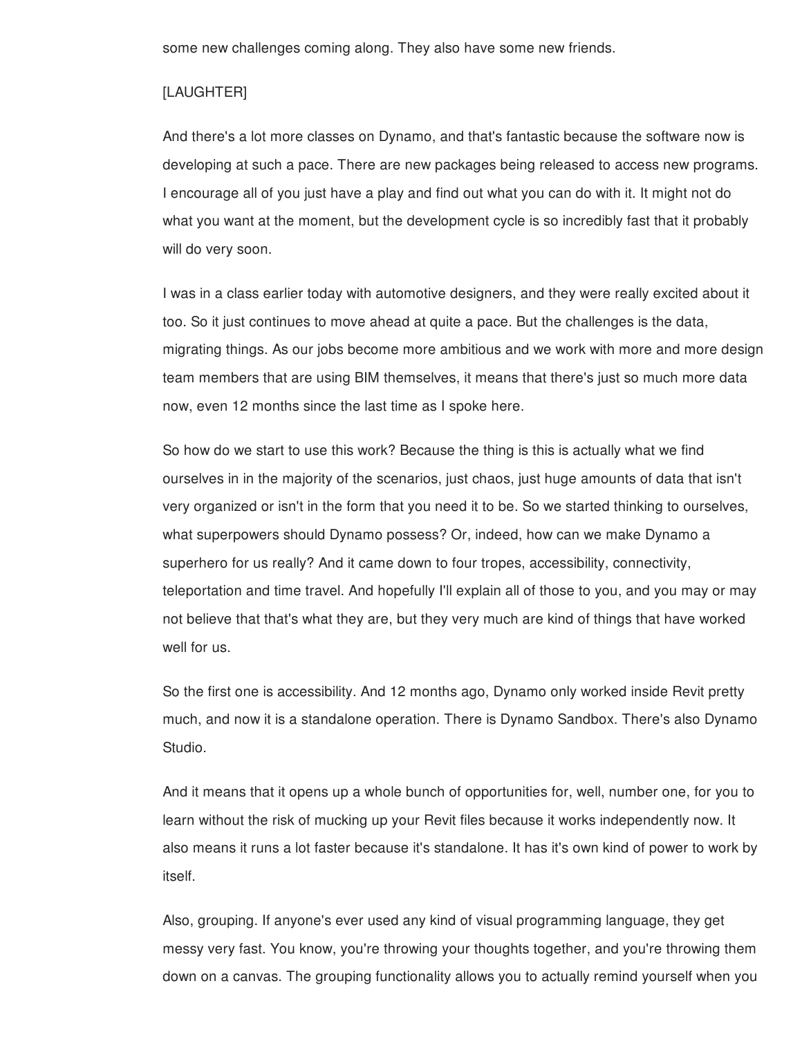some new challenges coming along. They also have some new friends.

[LAUGHTER]

And there's a lot more classes on Dynamo, and that's fantastic because the software now is developing at such a pace. There are new packages being released to access new programs. I encourage all of you just have a play and find out what you can do with it. It might not do what you want at the moment, but the development cycle is so incredibly fast that it probably will do very soon.

I was in a class earlier today with automotive designers, and they were really excited about it too. So it just continues to move ahead at quite a pace. But the challenges is the data, migrating things. As our jobs become more ambitious and we work with more and more design team members that are using BIM themselves, it means that there's just so much more data now, even 12 months since the last time as I spoke here.

So how do we start to use this work? Because the thing is this is actually what we find ourselves in in the majority of the scenarios, just chaos, just huge amounts of data that isn't very organized or isn't in the form that you need it to be. So we started thinking to ourselves, what superpowers should Dynamo possess? Or, indeed, how can we make Dynamo a superhero for us really? And it came down to four tropes, accessibility, connectivity, teleportation and time travel. And hopefully I'll explain all of those to you, and you may or may not believe that that's what they are, but they very much are kind of things that have worked well for us.

So the first one is accessibility. And 12 months ago, Dynamo only worked inside Revit pretty much, and now it is a standalone operation. There is Dynamo Sandbox. There's also Dynamo Studio.

And it means that it opens up a whole bunch of opportunities for, well, number one, for you to learn without the risk of mucking up your Revit files because it works independently now. It also means it runs a lot faster because it's standalone. It has it's own kind of power to work by itself.

Also, grouping. If anyone's ever used any kind of visual programming language, they get messy very fast. You know, you're throwing your thoughts together, and you're throwing them down on a canvas. The grouping functionality allows you to actually remind yourself when you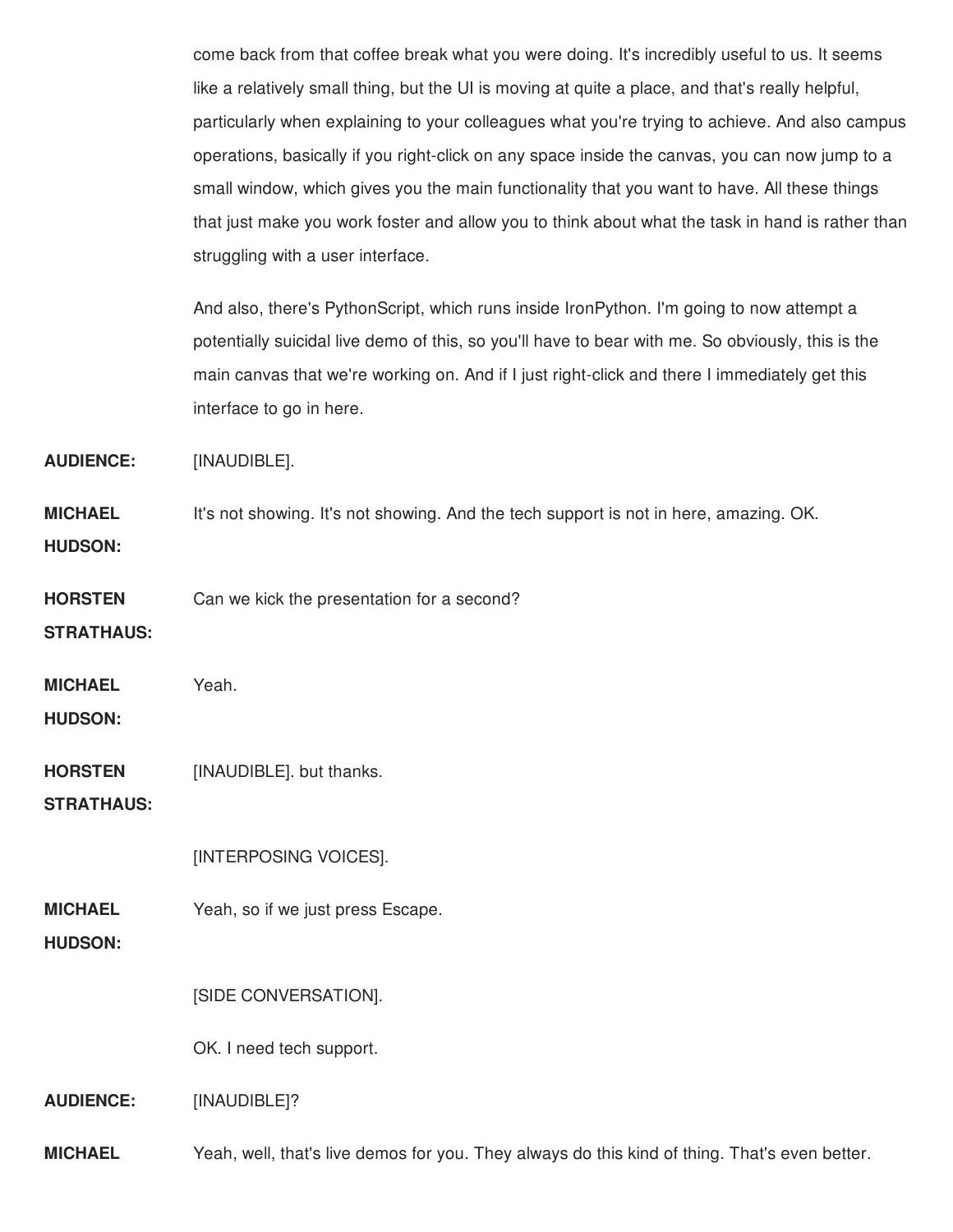come back from that coffee break what you were doing. It's incredibly useful to us. It seems like a relatively small thing, but the UI is moving at quite a place, and that's really helpful, particularly when explaining to your colleagues what you're trying to achieve. And also campus operations, basically if you right-click on any space inside the canvas, you can now jump to a small window, which gives you the main functionality that you want to have. All these things that just make you work foster and allow you to think about what the task in hand is rather than struggling with a user interface.

And also, there's PythonScript, which runs inside IronPython. I'm going to now attempt a potentially suicidal live demo of this, so you'll have to bear with me. So obviously, this is the main canvas that we're working on. And if I just right-click and there I immediately get this interface to go in here.

**AUDIENCE:** [INAUDIBLE].

**MICHAEL HUDSON:** It's not showing. It's not showing. And the tech support is not in here, amazing. OK.

**HORSTEN STRATHAUS:** Can we kick the presentation for a second?

**MICHAEL HUDSON:** Yeah.

**HORSTEN STRATHAUS:** [INAUDIBLE]. but thanks.

[INTERPOSING VOICES].

**MICHAEL HUDSON:** Yeah, so if we just press Escape.

[SIDE CONVERSATION].

OK. I need tech support.

**AUDIENCE:** [INAUDIBLE]?

**MICHAEL** Yeah, well, that's live demos for you. They always do this kind of thing. That's even better.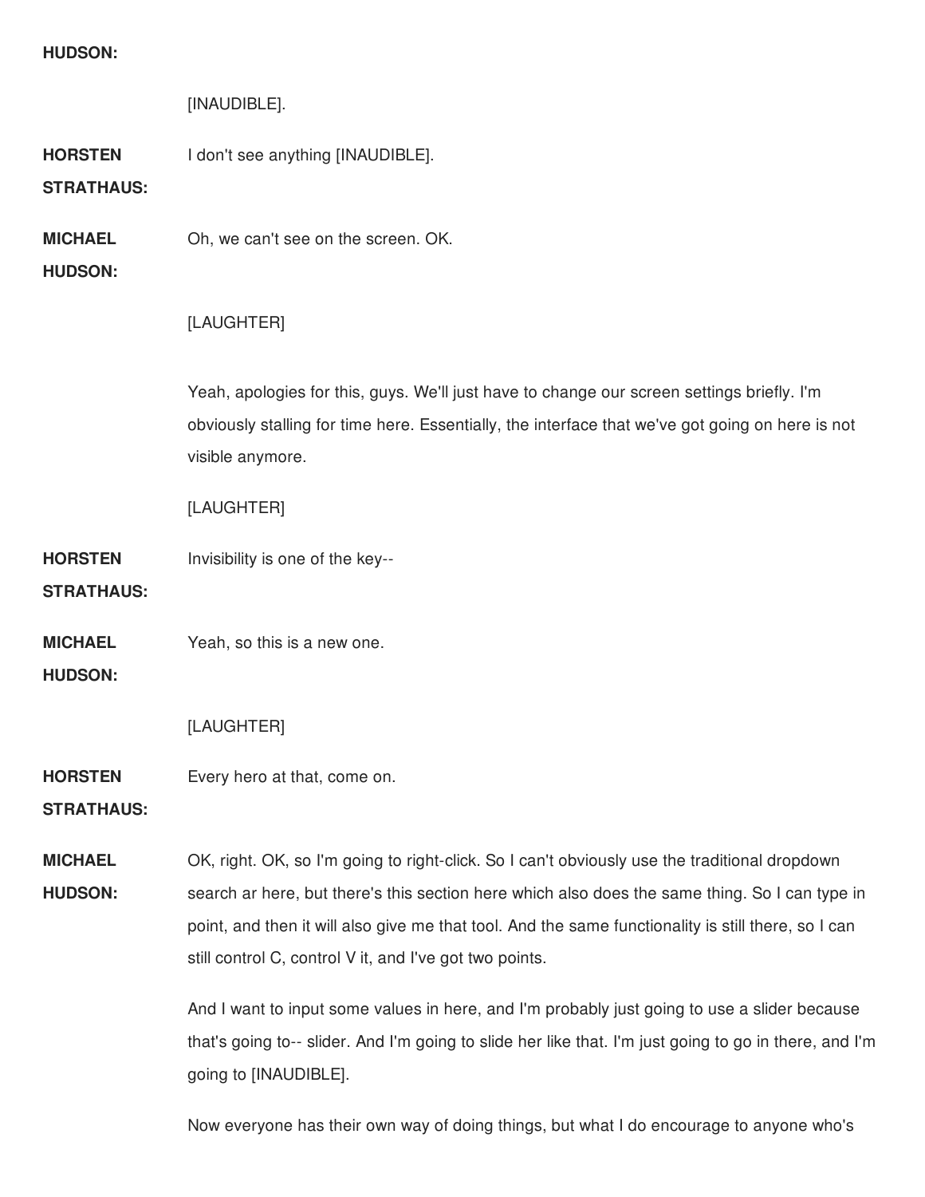**HUDSON:**

[INAUDIBLE].

**HORSTEN STRATHAUS:** I don't see anything [INAUDIBLE].

**MICHAEL HUDSON:** Oh, we can't see on the screen. OK.

[LAUGHTER]

Yeah, apologies for this, guys. We'll just have to change our screen settings briefly. I'm obviously stalling for time here. Essentially, the interface that we've got going on here is not visible anymore.

[LAUGHTER]

**HORSTEN STRATHAUS:** Invisibility is one of the key--

**MICHAEL HUDSON:** Yeah, so this is a new one.

[LAUGHTER]

**HORSTEN STRATHAUS:** Every hero at that, come on.

**MICHAEL HUDSON:** OK, right. OK, so I'm going to right-click. So I can't obviously use the traditional dropdown search ar here, but there's this section here which also does the same thing. So I can type in point, and then it will also give me that tool. And the same functionality is still there, so I can still control C, control V it, and I've got two points.

And I want to input some values in here, and I'm probably just going to use a slider because that's going to-- slider. And I'm going to slide her like that. I'm just going to go in there, and I'm going to [INAUDIBLE].

Now everyone has their own way of doing things, but what I do encourage to anyone who's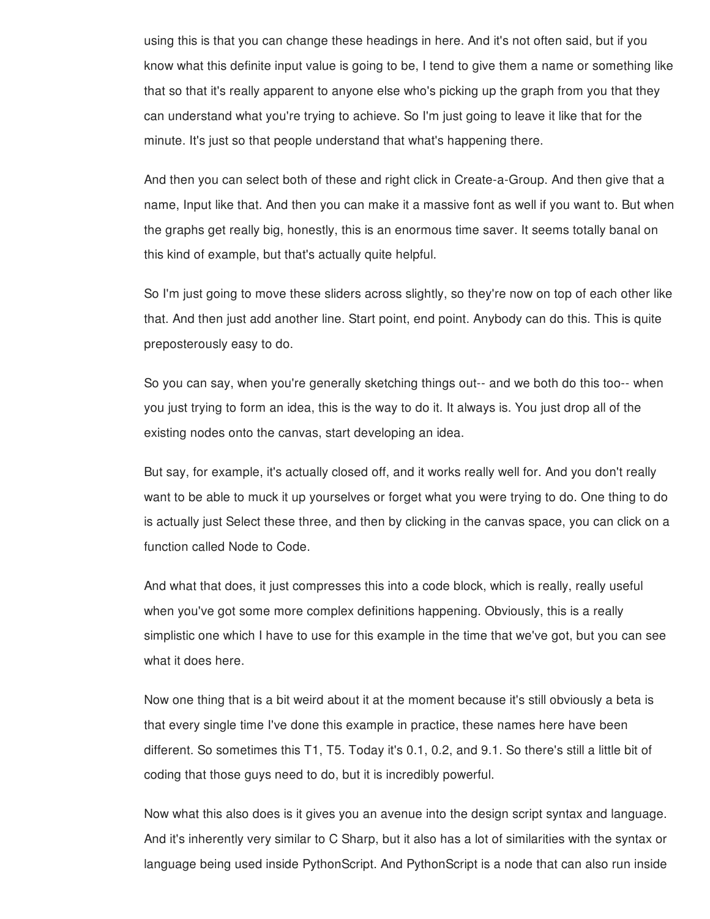using this is that you can change these headings in here. And it's not often said, but if you know what this definite input value is going to be, I tend to give them a name or something like that so that it's really apparent to anyone else who's picking up the graph from you that they can understand what you're trying to achieve. So I'm just going to leave it like that for the minute. It's just so that people understand that what's happening there.

And then you can select both of these and right click in Create-a-Group. And then give that a name, Input like that. And then you can make it a massive font as well if you want to. But when the graphs get really big, honestly, this is an enormous time saver. It seems totally banal on this kind of example, but that's actually quite helpful.

So I'm just going to move these sliders across slightly, so they're now on top of each other like that. And then just add another line. Start point, end point. Anybody can do this. This is quite preposterously easy to do.

So you can say, when you're generally sketching things out-- and we both do this too-- when you just trying to form an idea, this is the way to do it. It always is. You just drop all of the existing nodes onto the canvas, start developing an idea.

But say, for example, it's actually closed off, and it works really well for. And you don't really want to be able to muck it up yourselves or forget what you were trying to do. One thing to do is actually just Select these three, and then by clicking in the canvas space, you can click on a function called Node to Code.

And what that does, it just compresses this into a code block, which is really, really useful when you've got some more complex definitions happening. Obviously, this is a really simplistic one which I have to use for this example in the time that we've got, but you can see what it does here.

Now one thing that is a bit weird about it at the moment because it's still obviously a beta is that every single time I've done this example in practice, these names here have been different. So sometimes this T1, T5. Today it's 0.1, 0.2, and 9.1. So there's still a little bit of coding that those guys need to do, but it is incredibly powerful.

Now what this also does is it gives you an avenue into the design script syntax and language. And it's inherently very similar to C Sharp, but it also has a lot of similarities with the syntax or language being used inside PythonScript. And PythonScript is a node that can also run inside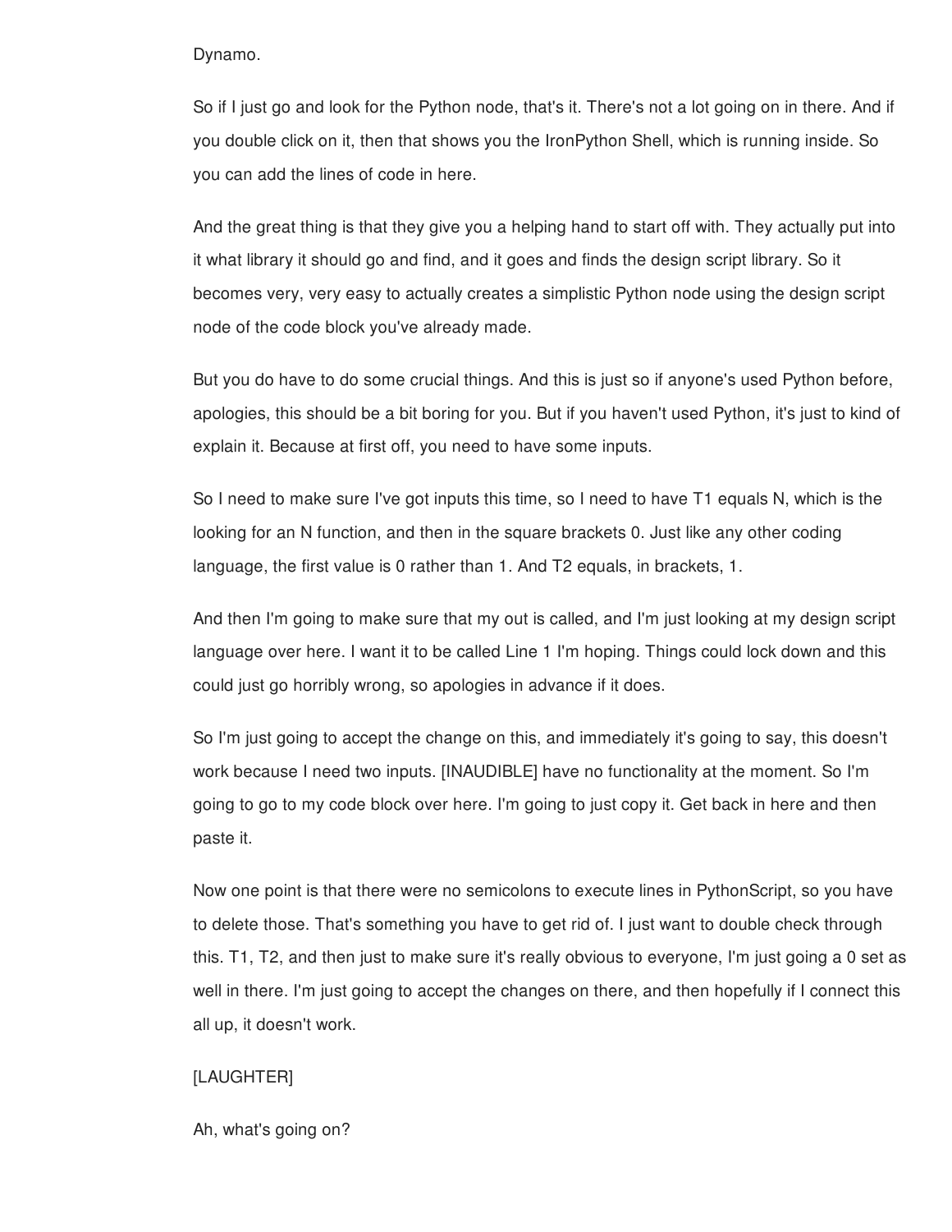Dynamo.

So if I just go and look for the Python node, that's it. There's not a lot going on in there. And if you double click on it, then that shows you the IronPython Shell, which is running inside. So you can add the lines of code in here.

And the great thing is that they give you a helping hand to start off with. They actually put into it what library it should go and find, and it goes and finds the design script library. So it becomes very, very easy to actually creates a simplistic Python node using the design script node of the code block you've already made.

But you do have to do some crucial things. And this is just so if anyone's used Python before, apologies, this should be a bit boring for you. But if you haven't used Python, it's just to kind of explain it. Because at first off, you need to have some inputs.

So I need to make sure I've got inputs this time, so I need to have T1 equals N, which is the looking for an N function, and then in the square brackets 0. Just like any other coding language, the first value is 0 rather than 1. And T2 equals, in brackets, 1.

And then I'm going to make sure that my out is called, and I'm just looking at my design script language over here. I want it to be called Line 1 I'm hoping. Things could lock down and this could just go horribly wrong, so apologies in advance if it does.

So I'm just going to accept the change on this, and immediately it's going to say, this doesn't work because I need two inputs. [INAUDIBLE] have no functionality at the moment. So I'm going to go to my code block over here. I'm going to just copy it. Get back in here and then paste it.

Now one point is that there were no semicolons to execute lines in PythonScript, so you have to delete those. That's something you have to get rid of. I just want to double check through this. T1, T2, and then just to make sure it's really obvious to everyone, I'm just going a 0 set as well in there. I'm just going to accept the changes on there, and then hopefully if I connect this all up, it doesn't work.

[LAUGHTER]

Ah, what's going on?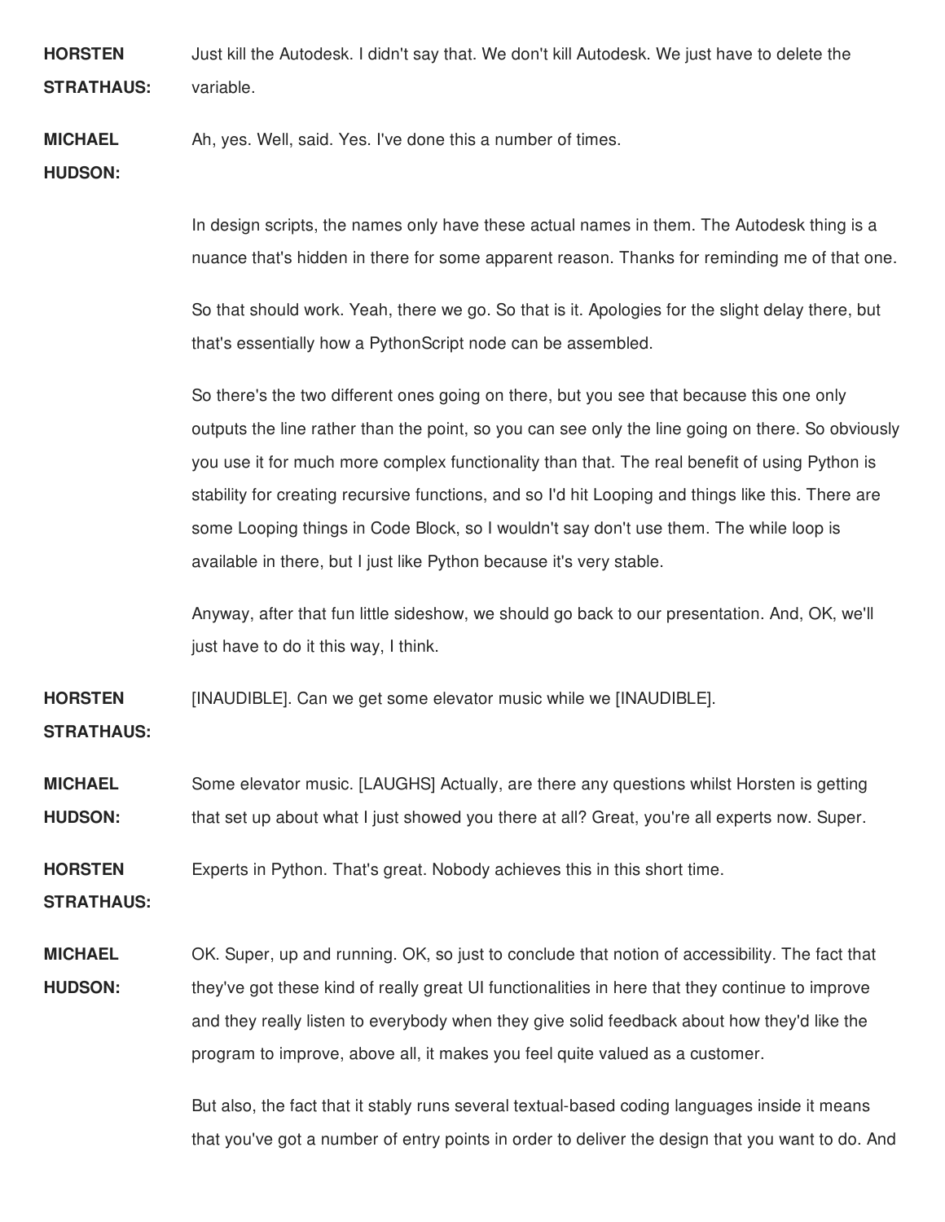**HORSTEN STRATHAUS:** Just kill the Autodesk. I didn't say that. We don't kill Autodesk. We just have to delete the variable.

**MICHAEL HUDSON:** Ah, yes. Well, said. Yes. I've done this a number of times.

In design scripts, the names only have these actual names in them. The Autodesk thing is a nuance that's hidden in there for some apparent reason. Thanks for reminding me of that one.

So that should work. Yeah, there we go. So that is it. Apologies for the slight delay there, but that's essentially how a PythonScript node can be assembled.

So there's the two different ones going on there, but you see that because this one only outputs the line rather than the point, so you can see only the line going on there. So obviously you use it for much more complex functionality than that. The real benefit of using Python is stability for creating recursive functions, and so I'd hit Looping and things like this. There are some Looping things in Code Block, so I wouldn't say don't use them. The while loop is available in there, but I just like Python because it's very stable.

Anyway, after that fun little sideshow, we should go back to our presentation. And, OK, we'll just have to do it this way, I think.

**HORSTEN STRATHAUS:** [INAUDIBLE]. Can we get some elevator music while we [INAUDIBLE].

**MICHAEL HUDSON:** Some elevator music. [LAUGHS] Actually, are there any questions whilst Horsten is getting that set up about what I just showed you there at all? Great, you're all experts now. Super.

**HORSTEN STRATHAUS:** Experts in Python. That's great. Nobody achieves this in this short time.

**MICHAEL HUDSON:** OK. Super, up and running. OK, so just to conclude that notion of accessibility. The fact that they've got these kind of really great UI functionalities in here that they continue to improve and they really listen to everybody when they give solid feedback about how they'd like the program to improve, above all, it makes you feel quite valued as a customer.

But also, the fact that it stably runs several textual-based coding languages inside it means that you've got a number of entry points in order to deliver the design that you want to do. And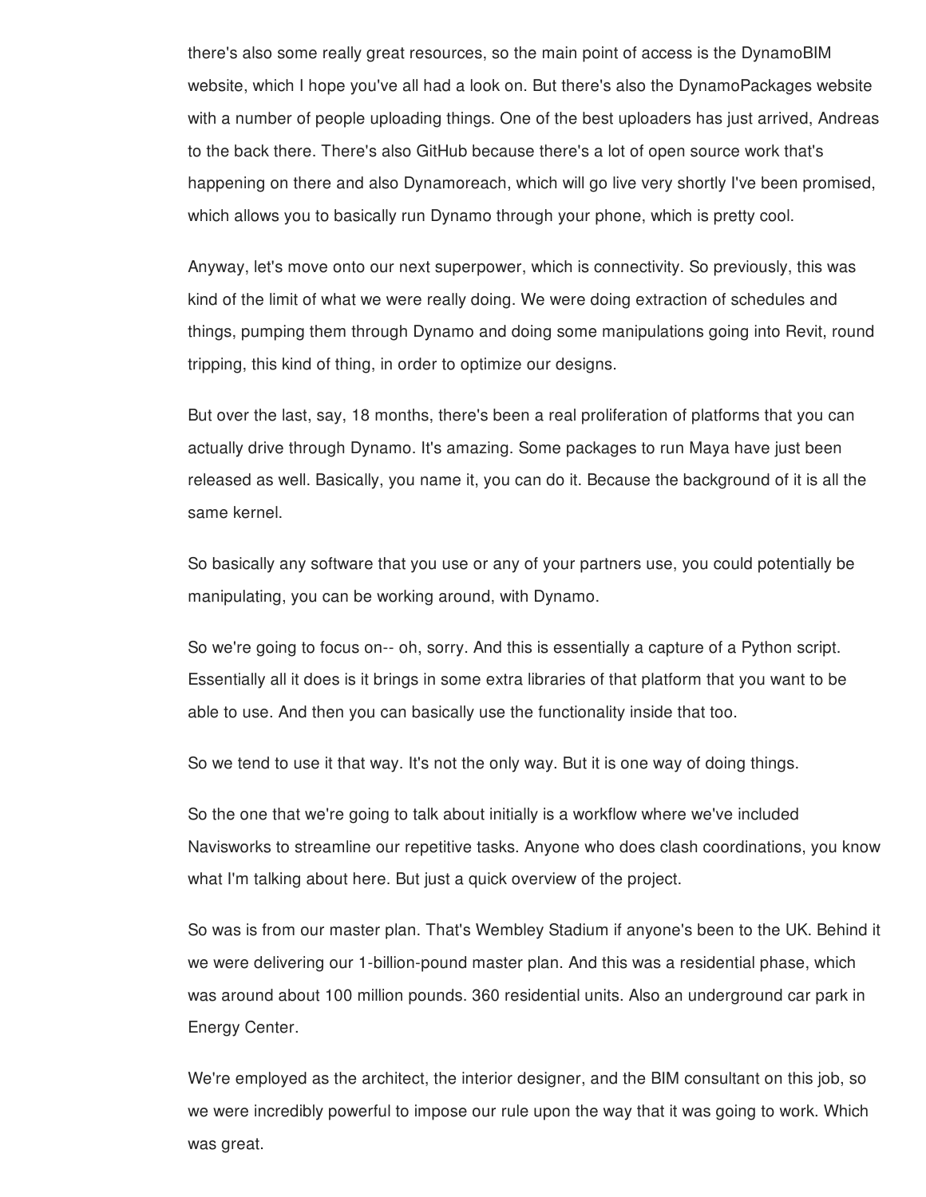there's also some really great resources, so the main point of access is the DynamoBIM website, which I hope you've all had a look on. But there's also the DynamoPackages website with a number of people uploading things. One of the best uploaders has just arrived, Andreas to the back there. There's also GitHub because there's a lot of open source work that's happening on there and also Dynamoreach, which will go live very shortly I've been promised, which allows you to basically run Dynamo through your phone, which is pretty cool.

Anyway, let's move onto our next superpower, which is connectivity. So previously, this was kind of the limit of what we were really doing. We were doing extraction of schedules and things, pumping them through Dynamo and doing some manipulations going into Revit, round tripping, this kind of thing, in order to optimize our designs.

But over the last, say, 18 months, there's been a real proliferation of platforms that you can actually drive through Dynamo. It's amazing. Some packages to run Maya have just been released as well. Basically, you name it, you can do it. Because the background of it is all the same kernel.

So basically any software that you use or any of your partners use, you could potentially be manipulating, you can be working around, with Dynamo.

So we're going to focus on-- oh, sorry. And this is essentially a capture of a Python script. Essentially all it does is it brings in some extra libraries of that platform that you want to be able to use. And then you can basically use the functionality inside that too.

So we tend to use it that way. It's not the only way. But it is one way of doing things.

So the one that we're going to talk about initially is a workflow where we've included Navisworks to streamline our repetitive tasks. Anyone who does clash coordinations, you know what I'm talking about here. But just a quick overview of the project.

So was is from our master plan. That's Wembley Stadium if anyone's been to the UK. Behind it we were delivering our 1-billion-pound master plan. And this was a residential phase, which was around about 100 million pounds. 360 residential units. Also an underground car park in Energy Center.

We're employed as the architect, the interior designer, and the BIM consultant on this job, so we were incredibly powerful to impose our rule upon the way that it was going to work. Which was great.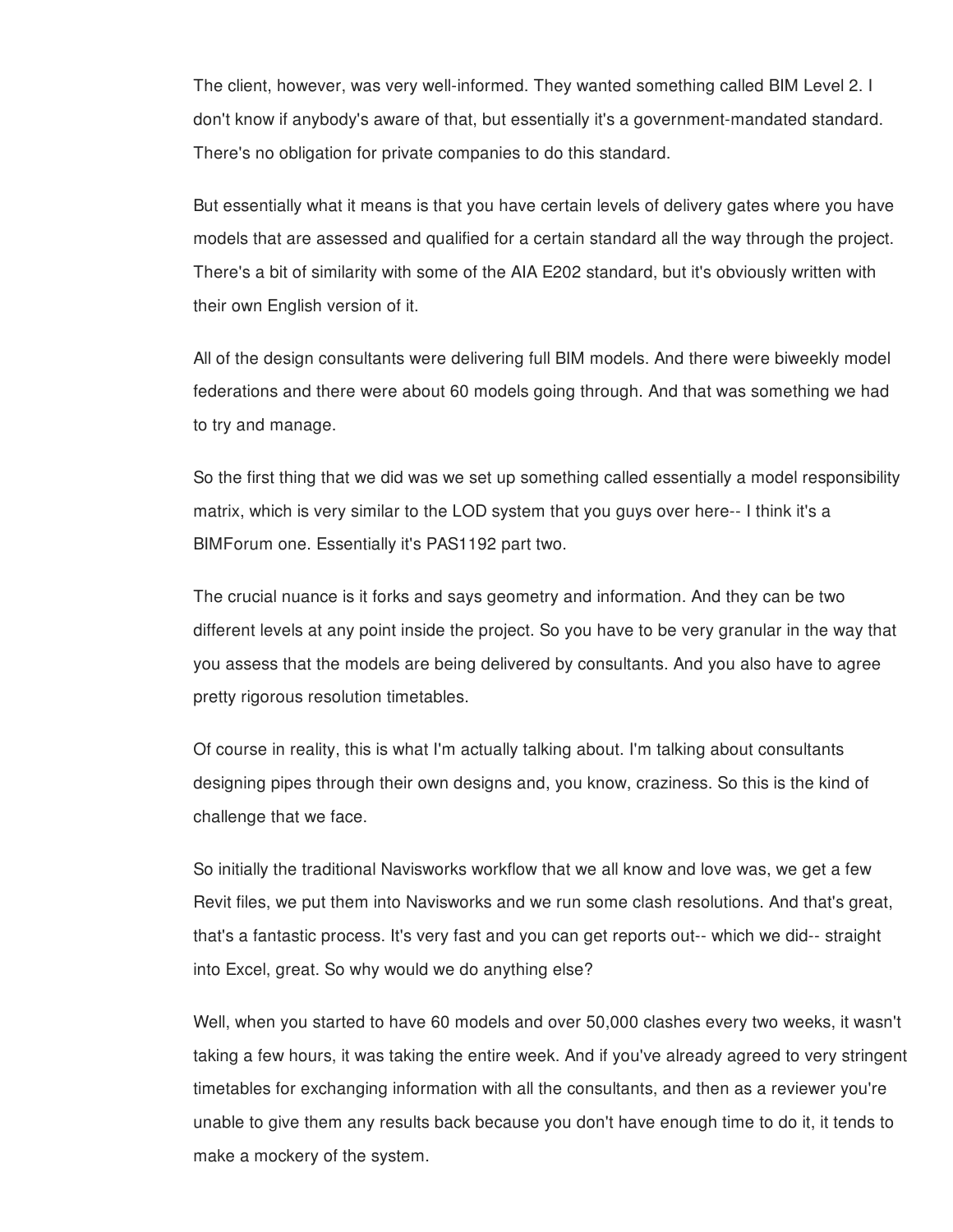The client, however, was very well-informed. They wanted something called BIM Level 2. I don't know if anybody's aware of that, but essentially it's a government-mandated standard. There's no obligation for private companies to do this standard.

But essentially what it means is that you have certain levels of delivery gates where you have models that are assessed and qualified for a certain standard all the way through the project. There's a bit of similarity with some of the AIA E202 standard, but it's obviously written with their own English version of it.

All of the design consultants were delivering full BIM models. And there were biweekly model federations and there were about 60 models going through. And that was something we had to try and manage.

So the first thing that we did was we set up something called essentially a model responsibility matrix, which is very similar to the LOD system that you guys over here-- I think it's a BIMForum one. Essentially it's PAS1192 part two.

The crucial nuance is it forks and says geometry and information. And they can be two different levels at any point inside the project. So you have to be very granular in the way that you assess that the models are being delivered by consultants. And you also have to agree pretty rigorous resolution timetables.

Of course in reality, this is what I'm actually talking about. I'm talking about consultants designing pipes through their own designs and, you know, craziness. So this is the kind of challenge that we face.

So initially the traditional Navisworks workflow that we all know and love was, we get a few Revit files, we put them into Navisworks and we run some clash resolutions. And that's great, that's a fantastic process. It's very fast and you can get reports out-- which we did-- straight into Excel, great. So why would we do anything else?

Well, when you started to have 60 models and over 50,000 clashes every two weeks, it wasn't taking a few hours, it was taking the entire week. And if you've already agreed to very stringent timetables for exchanging information with all the consultants, and then as a reviewer you're unable to give them any results back because you don't have enough time to do it, it tends to make a mockery of the system.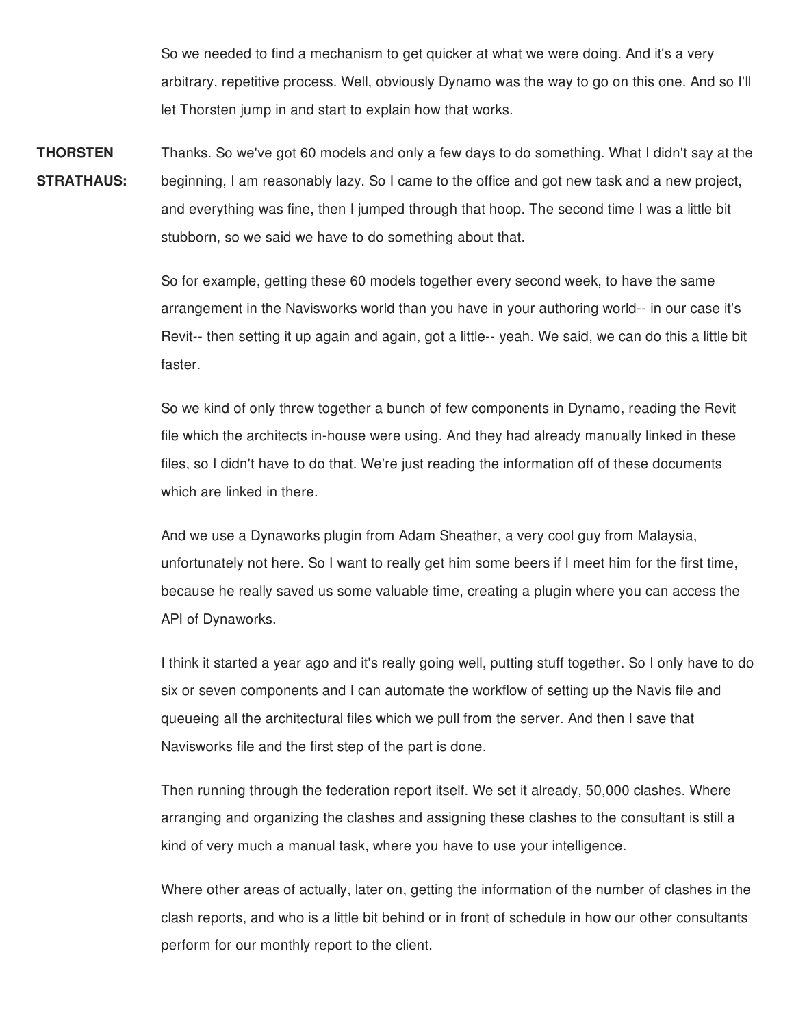So we needed to find a mechanism to get quicker at what we were doing. And it's a very arbitrary, repetitive process. Well, obviously Dynamo was the way to go on this one. And so I'll let Thorsten jump in and start to explain how that works.

**THORSTEN STRATHAUS:** Thanks. So we've got 60 models and only a few days to do something. What I didn't say at the beginning, I am reasonably lazy. So I came to the office and got new task and a new project, and everything was fine, then I jumped through that hoop. The second time I was a little bit stubborn, so we said we have to do something about that.

So for example, getting these 60 models together every second week, to have the same arrangement in the Navisworks world than you have in your authoring world-- in our case it's Revit-- then setting it up again and again, got a little-- yeah. We said, we can do this a little bit faster.

So we kind of only threw together a bunch of few components in Dynamo, reading the Revit file which the architects in-house were using. And they had already manually linked in these files, so I didn't have to do that. We're just reading the information off of these documents which are linked in there.

And we use a Dynaworks plugin from Adam Sheather, a very cool guy from Malaysia, unfortunately not here. So I want to really get him some beers if I meet him for the first time, because he really saved us some valuable time, creating a plugin where you can access the API of Dynaworks.

I think it started a year ago and it's really going well, putting stuff together. So I only have to do six or seven components and I can automate the workflow of setting up the Navis file and queueing all the architectural files which we pull from the server. And then I save that Navisworks file and the first step of the part is done.

Then running through the federation report itself. We set it already, 50,000 clashes. Where arranging and organizing the clashes and assigning these clashes to the consultant is still a kind of very much a manual task, where you have to use your intelligence.

Where other areas of actually, later on, getting the information of the number of clashes in the clash reports, and who is a little bit behind or in front of schedule in how our other consultants perform for our monthly report to the client.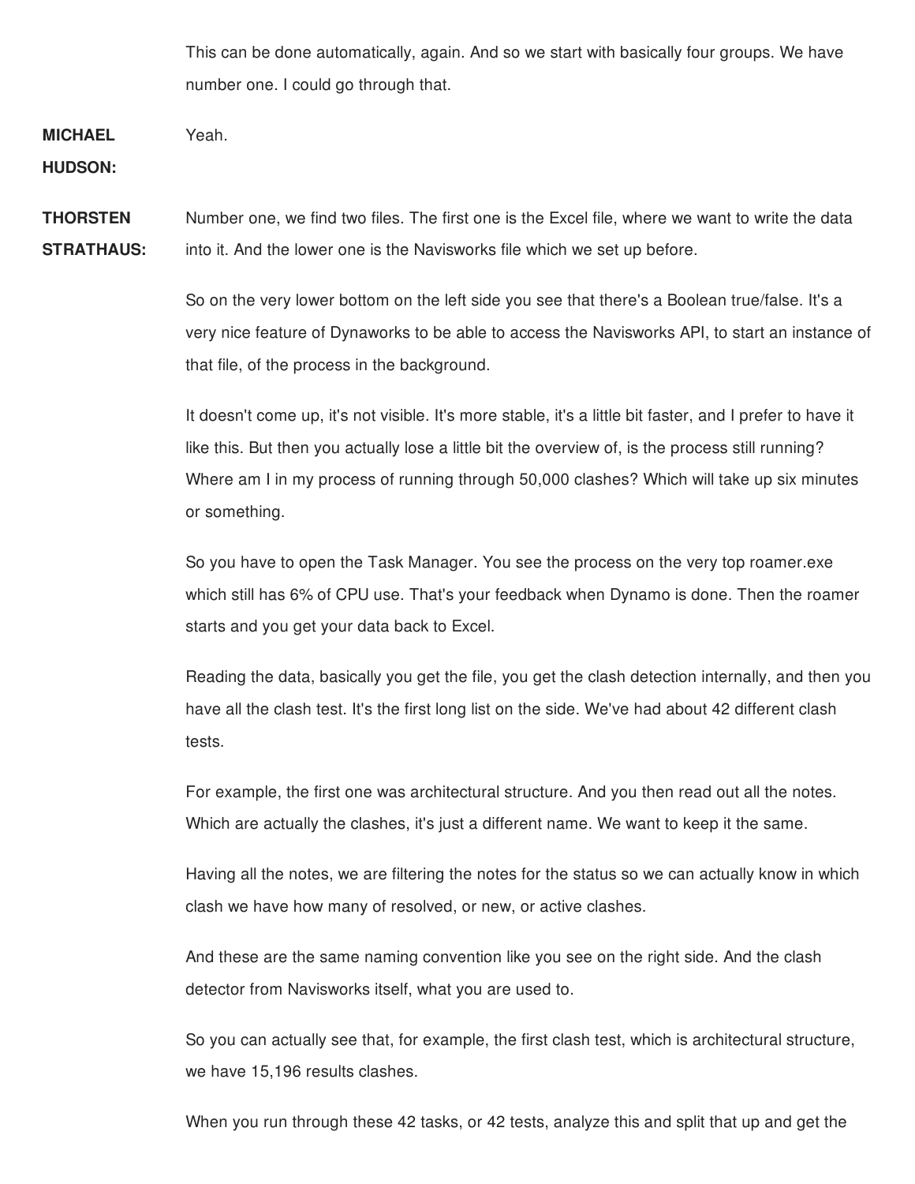This can be done automatically, again. And so we start with basically four groups. We have number one. I could go through that.

**MICHAEL HUDSON:** Yeah.

**THORSTEN STRATHAUS:** Number one, we find two files. The first one is the Excel file, where we want to write the data into it. And the lower one is the Navisworks file which we set up before.

So on the very lower bottom on the left side you see that there's a Boolean true/false. It's a very nice feature of Dynaworks to be able to access the Navisworks API, to start an instance of that file, of the process in the background.

It doesn't come up, it's not visible. It's more stable, it's a little bit faster, and I prefer to have it like this. But then you actually lose a little bit the overview of, is the process still running? Where am I in my process of running through 50,000 clashes? Which will take up six minutes or something.

So you have to open the Task Manager. You see the process on the very top roamer.exe which still has 6% of CPU use. That's your feedback when Dynamo is done. Then the roamer starts and you get your data back to Excel.

Reading the data, basically you get the file, you get the clash detection internally, and then you have all the clash test. It's the first long list on the side. We've had about 42 different clash tests.

For example, the first one was architectural structure. And you then read out all the notes. Which are actually the clashes, it's just a different name. We want to keep it the same.

Having all the notes, we are filtering the notes for the status so we can actually know in which clash we have how many of resolved, or new, or active clashes.

And these are the same naming convention like you see on the right side. And the clash detector from Navisworks itself, what you are used to.

So you can actually see that, for example, the first clash test, which is architectural structure, we have 15,196 results clashes.

When you run through these 42 tasks, or 42 tests, analyze this and split that up and get the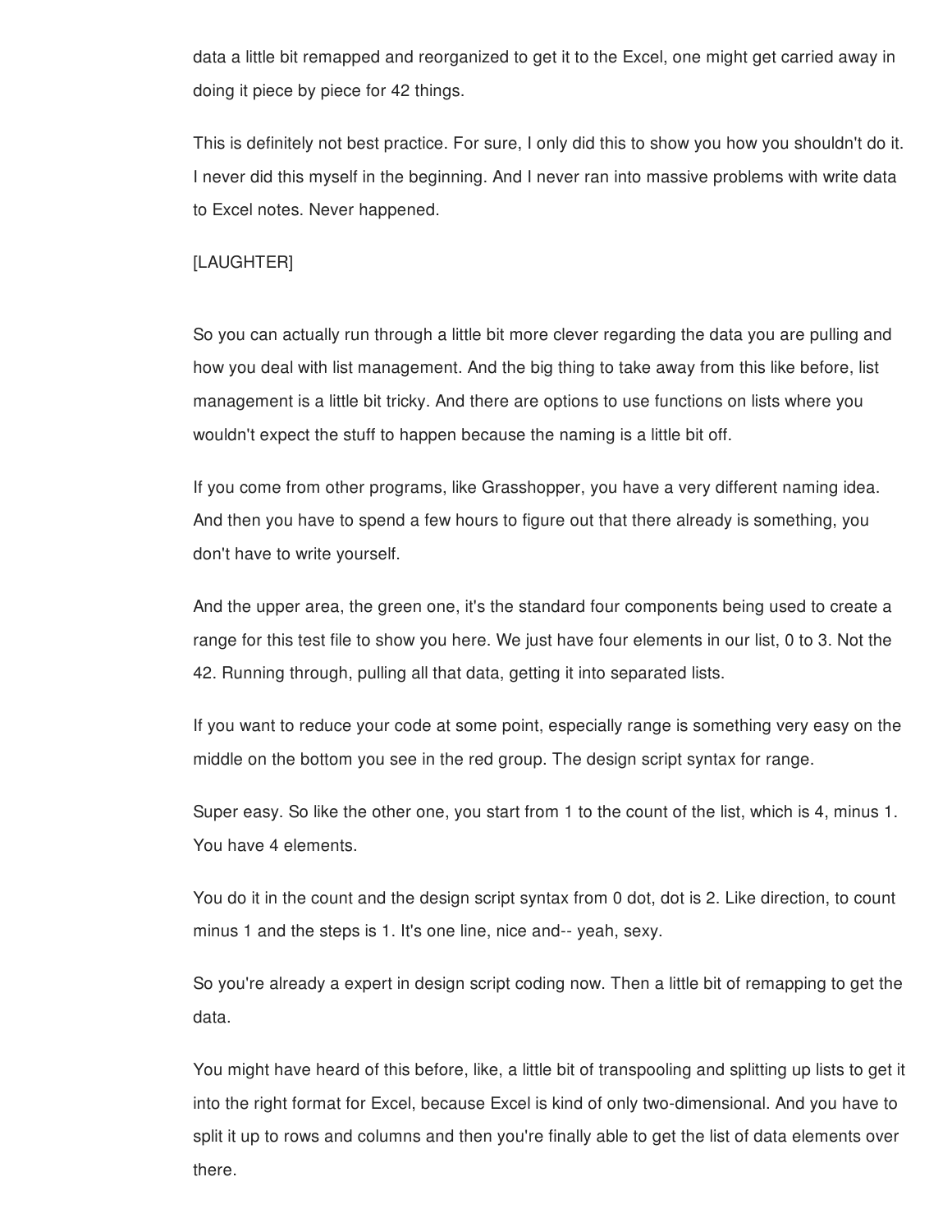data a little bit remapped and reorganized to get it to the Excel, one might get carried away in doing it piece by piece for 42 things.

This is definitely not best practice. For sure, I only did this to show you how you shouldn't do it. I never did this myself in the beginning. And I never ran into massive problems with write data to Excel notes. Never happened.

[LAUGHTER]

So you can actually run through a little bit more clever regarding the data you are pulling and how you deal with list management. And the big thing to take away from this like before, list management is a little bit tricky. And there are options to use functions on lists where you wouldn't expect the stuff to happen because the naming is a little bit off.

If you come from other programs, like Grasshopper, you have a very different naming idea. And then you have to spend a few hours to figure out that there already is something, you don't have to write yourself.

And the upper area, the green one, it's the standard four components being used to create a range for this test file to show you here. We just have four elements in our list, 0 to 3. Not the 42. Running through, pulling all that data, getting it into separated lists.

If you want to reduce your code at some point, especially range is something very easy on the middle on the bottom you see in the red group. The design script syntax for range.

Super easy. So like the other one, you start from 1 to the count of the list, which is 4, minus 1. You have 4 elements.

You do it in the count and the design script syntax from 0 dot, dot is 2. Like direction, to count minus 1 and the steps is 1. It's one line, nice and-- yeah, sexy.

So you're already a expert in design script coding now. Then a little bit of remapping to get the data.

You might have heard of this before, like, a little bit of transpooling and splitting up lists to get it into the right format for Excel, because Excel is kind of only two-dimensional. And you have to split it up to rows and columns and then you're finally able to get the list of data elements over there.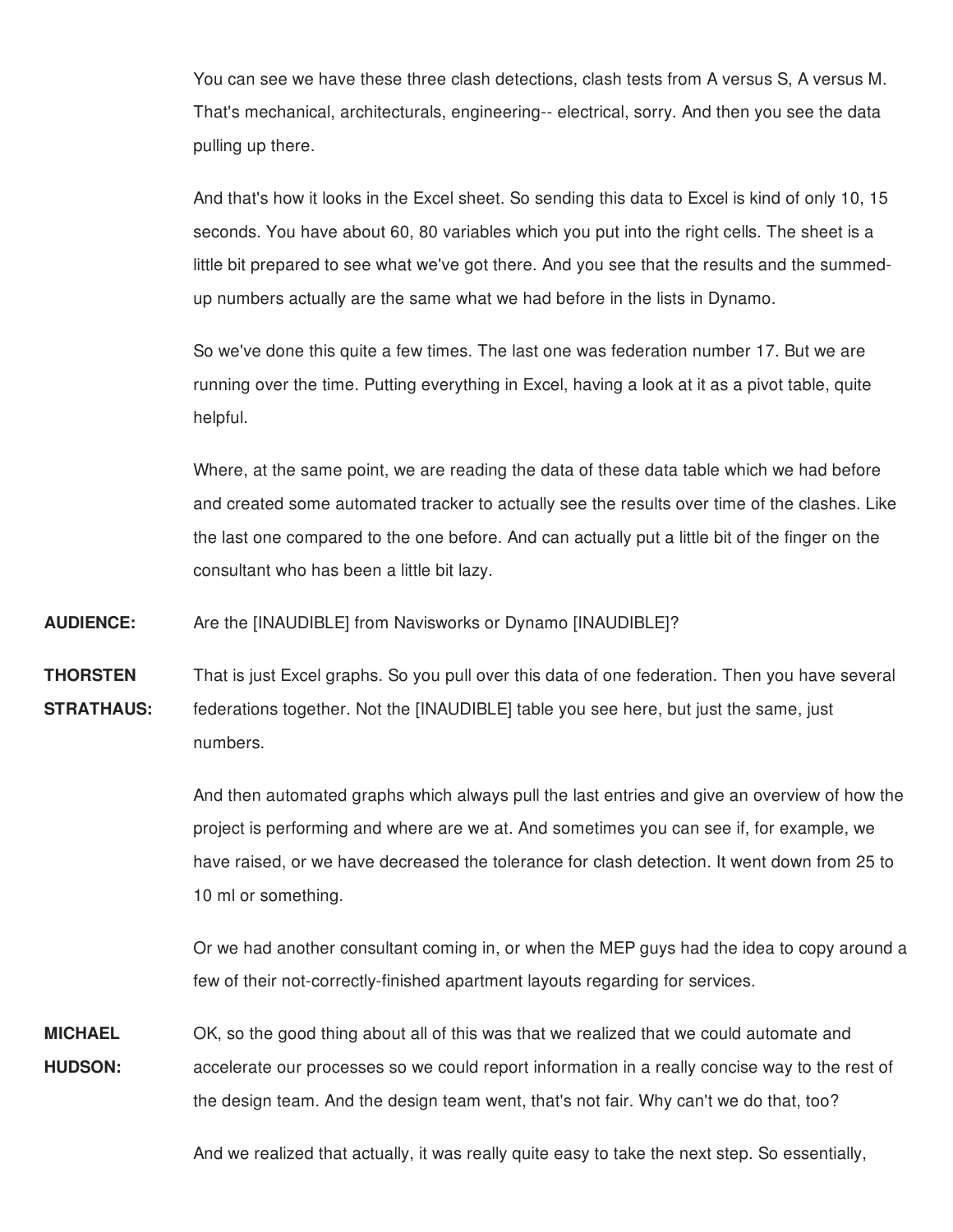You can see we have these three clash detections, clash tests from A versus S, A versus M. That's mechanical, architecturals, engineering-- electrical, sorry. And then you see the data pulling up there.

And that's how it looks in the Excel sheet. So sending this data to Excel is kind of only 10, 15 seconds. You have about 60, 80 variables which you put into the right cells. The sheet is a little bit prepared to see what we've got there. And you see that the results and the summed-up numbers actually are the same what we had before in the lists in Dynamo.

So we've done this quite a few times. The last one was federation number 17. But we are running over the time. Putting everything in Excel, having a look at it as a pivot table, quite helpful.

Where, at the same point, we are reading the data of these data table which we had before and created some automated tracker to actually see the results over time of the clashes. Like the last one compared to the one before. And can actually put a little bit of the finger on the consultant who has been a little bit lazy.

**AUDIENCE:** Are the [INAUDIBLE] from Navisworks or Dynamo [INAUDIBLE]?

**THORSTEN STRATHAUS:** That is just Excel graphs. So you pull over this data of one federation. Then you have several federations together. Not the [INAUDIBLE] table you see here, but just the same, just numbers.

And then automated graphs which always pull the last entries and give an overview of how the project is performing and where are we at. And sometimes you can see if, for example, we have raised, or we have decreased the tolerance for clash detection. It went down from 25 to 10 ml or something.

Or we had another consultant coming in, or when the MEP guys had the idea to copy around a few of their not-correctly-finished apartment layouts regarding for services.

**MICHAEL HUDSON:** OK, so the good thing about all of this was that we realized that we could automate and accelerate our processes so we could report information in a really concise way to the rest of the design team. And the design team went, that's not fair. Why can't we do that, too?

And we realized that actually, it was really quite easy to take the next step. So essentially,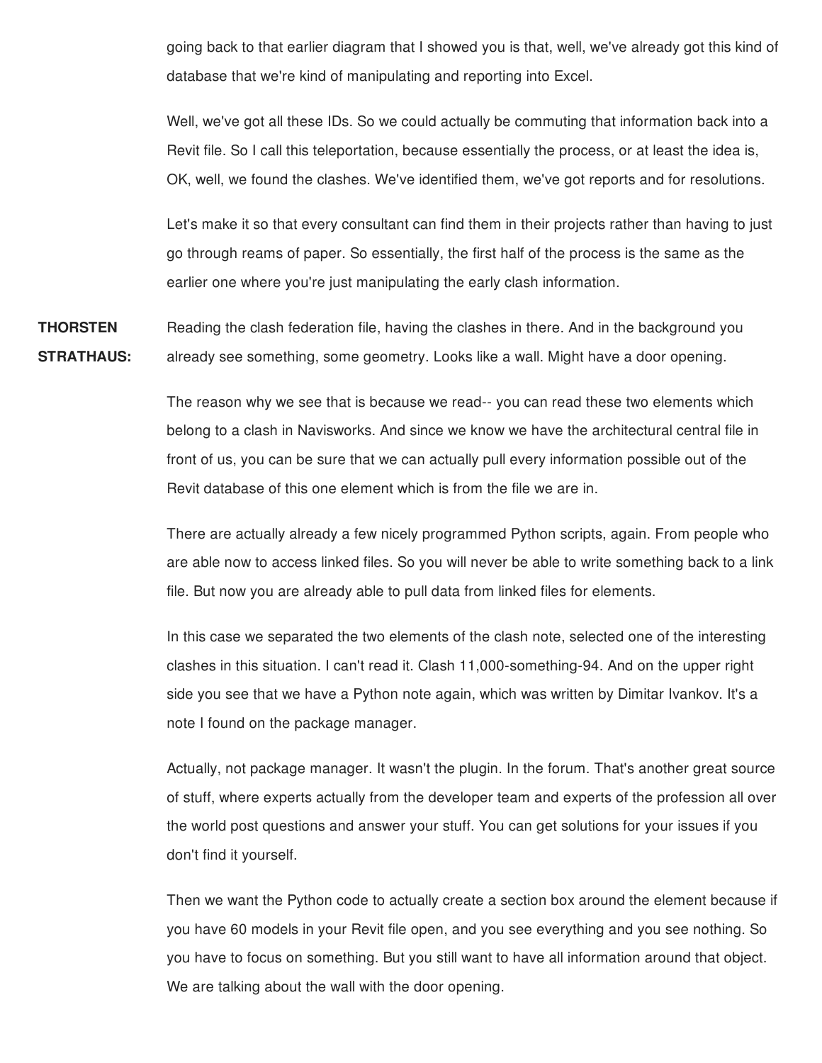going back to that earlier diagram that I showed you is that, well, we've already got this kind of database that we're kind of manipulating and reporting into Excel.

Well, we've got all these IDs. So we could actually be commuting that information back into a Revit file. So I call this teleportation, because essentially the process, or at least the idea is, OK, well, we found the clashes. We've identified them, we've got reports and for resolutions.

Let's make it so that every consultant can find them in their projects rather than having to just go through reams of paper. So essentially, the first half of the process is the same as the earlier one where you're just manipulating the early clash information.

**THORSTEN STRATHAUS:** Reading the clash federation file, having the clashes in there. And in the background you already see something, some geometry. Looks like a wall. Might have a door opening.

The reason why we see that is because we read-- you can read these two elements which belong to a clash in Navisworks. And since we know we have the architectural central file in front of us, you can be sure that we can actually pull every information possible out of the Revit database of this one element which is from the file we are in.

There are actually already a few nicely programmed Python scripts, again. From people who are able now to access linked files. So you will never be able to write something back to a link file. But now you are already able to pull data from linked files for elements.

In this case we separated the two elements of the clash note, selected one of the interesting clashes in this situation. I can't read it. Clash 11,000-something-94. And on the upper right side you see that we have a Python note again, which was written by Dimitar Ivankov. It's a note I found on the package manager.

Actually, not package manager. It wasn't the plugin. In the forum. That's another great source of stuff, where experts actually from the developer team and experts of the profession all over the world post questions and answer your stuff. You can get solutions for your issues if you don't find it yourself.

Then we want the Python code to actually create a section box around the element because if you have 60 models in your Revit file open, and you see everything and you see nothing. So you have to focus on something. But you still want to have all information around that object. We are talking about the wall with the door opening.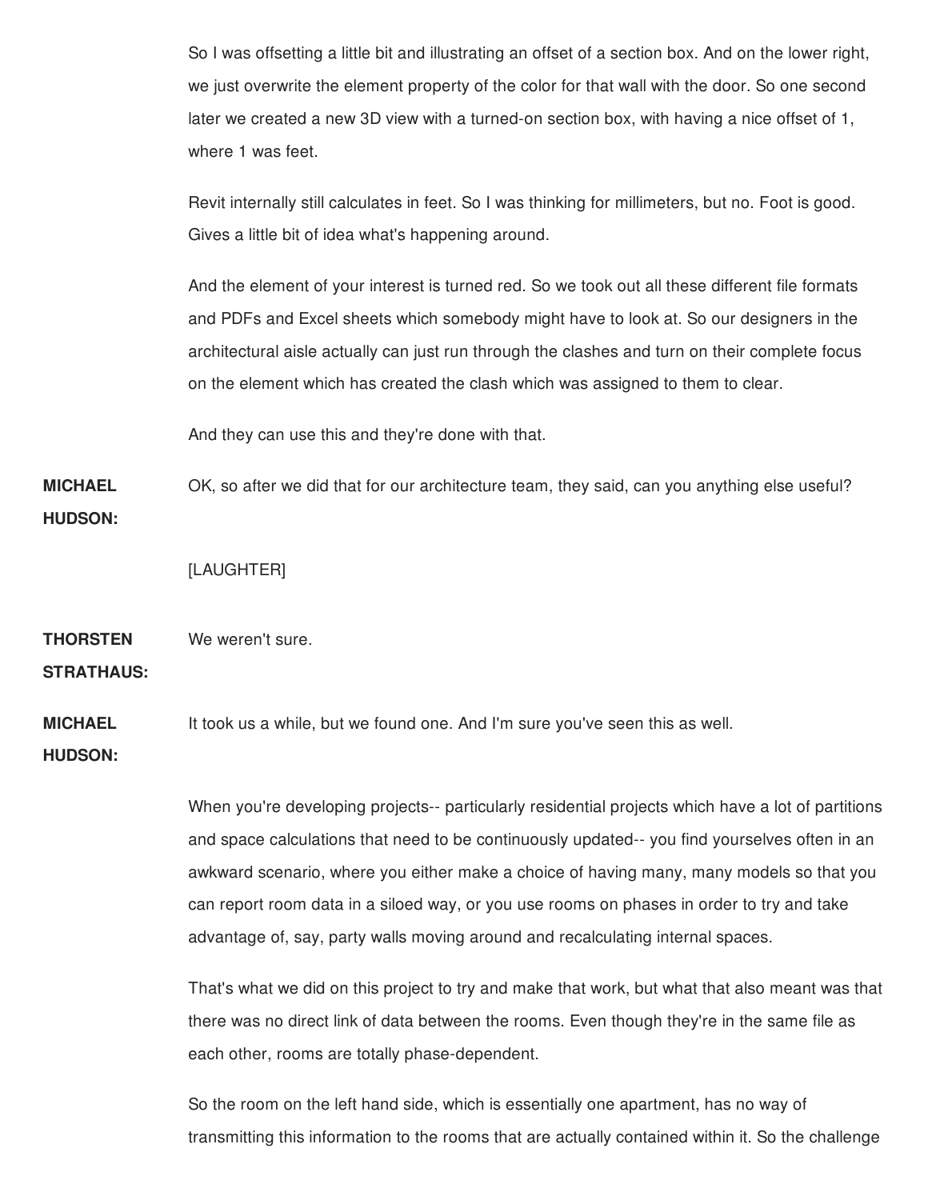So I was offsetting a little bit and illustrating an offset of a section box. And on the lower right, we just overwrite the element property of the color for that wall with the door. So one second later we created a new 3D view with a turned-on section box, with having a nice offset of 1, where 1 was feet.

Revit internally still calculates in feet. So I was thinking for millimeters, but no. Foot is good. Gives a little bit of idea what's happening around.

And the element of your interest is turned red. So we took out all these different file formats and PDFs and Excel sheets which somebody might have to look at. So our designers in the architectural aisle actually can just run through the clashes and turn on their complete focus on the element which has created the clash which was assigned to them to clear.

And they can use this and they're done with that.

**MICHAEL HUDSON:** OK, so after we did that for our architecture team, they said, can you anything else useful?

[LAUGHTER]

**THORSTEN STRATHAUS:** We weren't sure.

**MICHAEL HUDSON:** It took us a while, but we found one. And I'm sure you've seen this as well.

When you're developing projects-- particularly residential projects which have a lot of partitions and space calculations that need to be continuously updated-- you find yourselves often in an awkward scenario, where you either make a choice of having many, many models so that you can report room data in a siloed way, or you use rooms on phases in order to try and take advantage of, say, party walls moving around and recalculating internal spaces.

That's what we did on this project to try and make that work, but what that also meant was that there was no direct link of data between the rooms. Even though they're in the same file as each other, rooms are totally phase-dependent.

So the room on the left hand side, which is essentially one apartment, has no way of transmitting this information to the rooms that are actually contained within it. So the challenge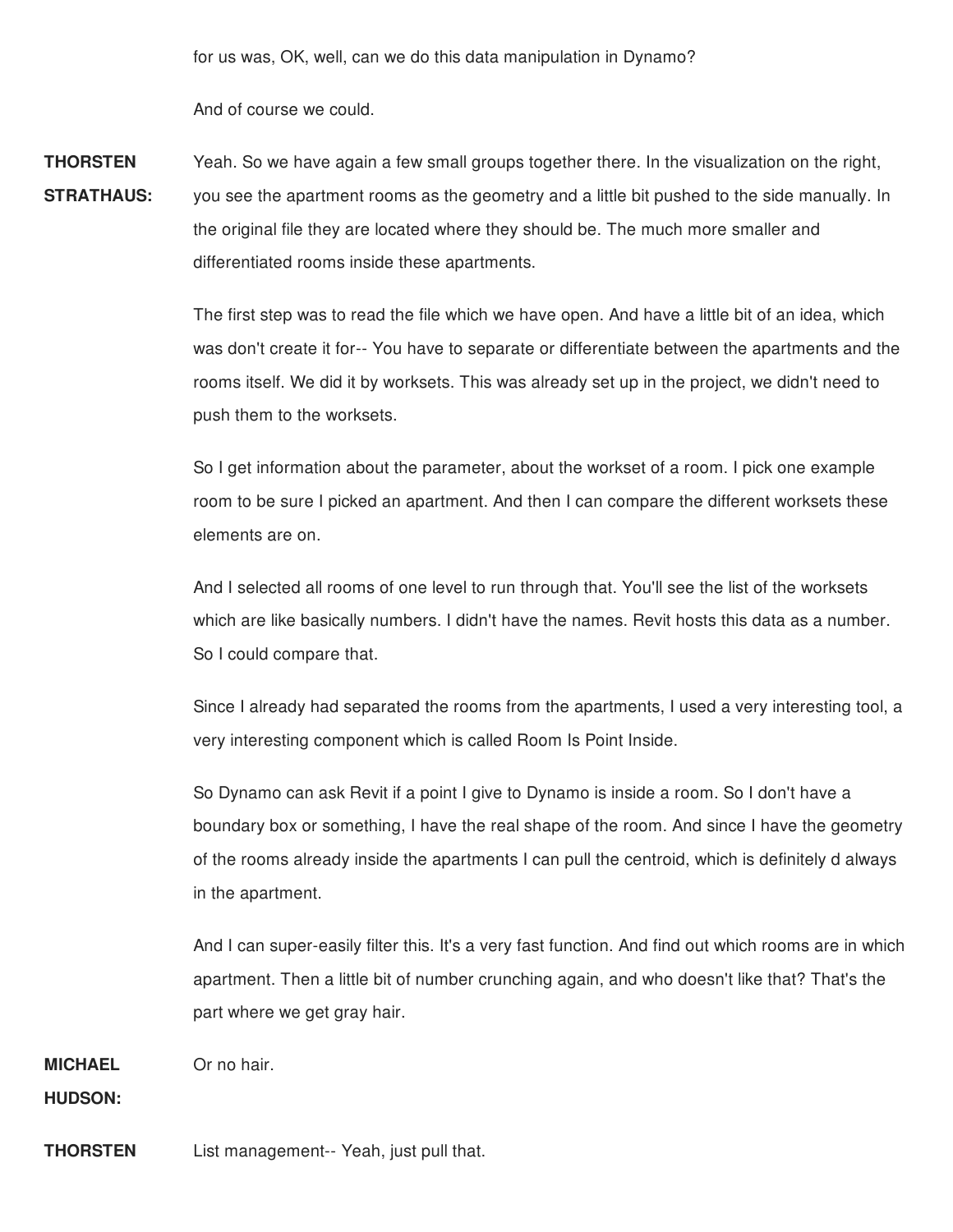for us was, OK, well, can we do this data manipulation in Dynamo?

And of course we could.

**THORSTEN STRATHAUS:** Yeah. So we have again a few small groups together there. In the visualization on the right, you see the apartment rooms as the geometry and a little bit pushed to the side manually. In the original file they are located where they should be. The much more smaller and differentiated rooms inside these apartments.

The first step was to read the file which we have open. And have a little bit of an idea, which was don't create it for-- You have to separate or differentiate between the apartments and the rooms itself. We did it by worksets. This was already set up in the project, we didn't need to push them to the worksets.

So I get information about the parameter, about the workset of a room. I pick one example room to be sure I picked an apartment. And then I can compare the different worksets these elements are on.

And I selected all rooms of one level to run through that. You'll see the list of the worksets which are like basically numbers. I didn't have the names. Revit hosts this data as a number. So I could compare that.

Since I already had separated the rooms from the apartments, I used a very interesting tool, a very interesting component which is called Room Is Point Inside.

So Dynamo can ask Revit if a point I give to Dynamo is inside a room. So I don't have a boundary box or something, I have the real shape of the room. And since I have the geometry of the rooms already inside the apartments I can pull the centroid, which is definitely d always in the apartment.

And I can super-easily filter this. It's a very fast function. And find out which rooms are in which apartment. Then a little bit of number crunching again, and who doesn't like that? That's the part where we get gray hair.

**MICHAEL HUDSON:** Or no hair.

**THORSTEN** List management-- Yeah, just pull that.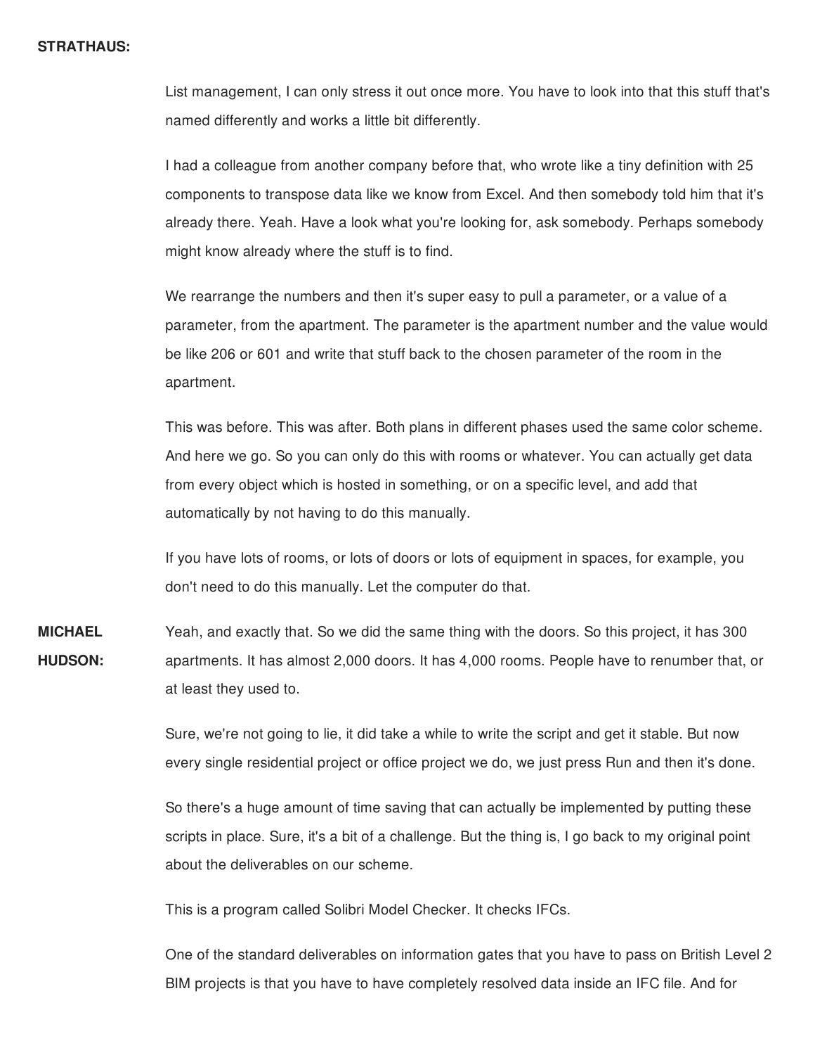**STRATHAUS:**

List management, I can only stress it out once more. You have to look into that this stuff that's named differently and works a little bit differently.

I had a colleague from another company before that, who wrote like a tiny definition with 25 components to transpose data like we know from Excel. And then somebody told him that it's already there. Yeah. Have a look what you're looking for, ask somebody. Perhaps somebody might know already where the stuff is to find.

We rearrange the numbers and then it's super easy to pull a parameter, or a value of a parameter, from the apartment. The parameter is the apartment number and the value would be like 206 or 601 and write that stuff back to the chosen parameter of the room in the apartment.

This was before. This was after. Both plans in different phases used the same color scheme. And here we go. So you can only do this with rooms or whatever. You can actually get data from every object which is hosted in something, or on a specific level, and add that automatically by not having to do this manually.

If you have lots of rooms, or lots of doors or lots of equipment in spaces, for example, you don't need to do this manually. Let the computer do that.

**MICHAEL HUDSON:**

Yeah, and exactly that. So we did the same thing with the doors. So this project, it has 300 apartments. It has almost 2,000 doors. It has 4,000 rooms. People have to renumber that, or at least they used to.

Sure, we're not going to lie, it did take a while to write the script and get it stable. But now every single residential project or office project we do, we just press Run and then it's done.

So there's a huge amount of time saving that can actually be implemented by putting these scripts in place. Sure, it's a bit of a challenge. But the thing is, I go back to my original point about the deliverables on our scheme.

This is a program called Solibri Model Checker. It checks IFCs.

One of the standard deliverables on information gates that you have to pass on British Level 2 BIM projects is that you have to have completely resolved data inside an IFC file. And for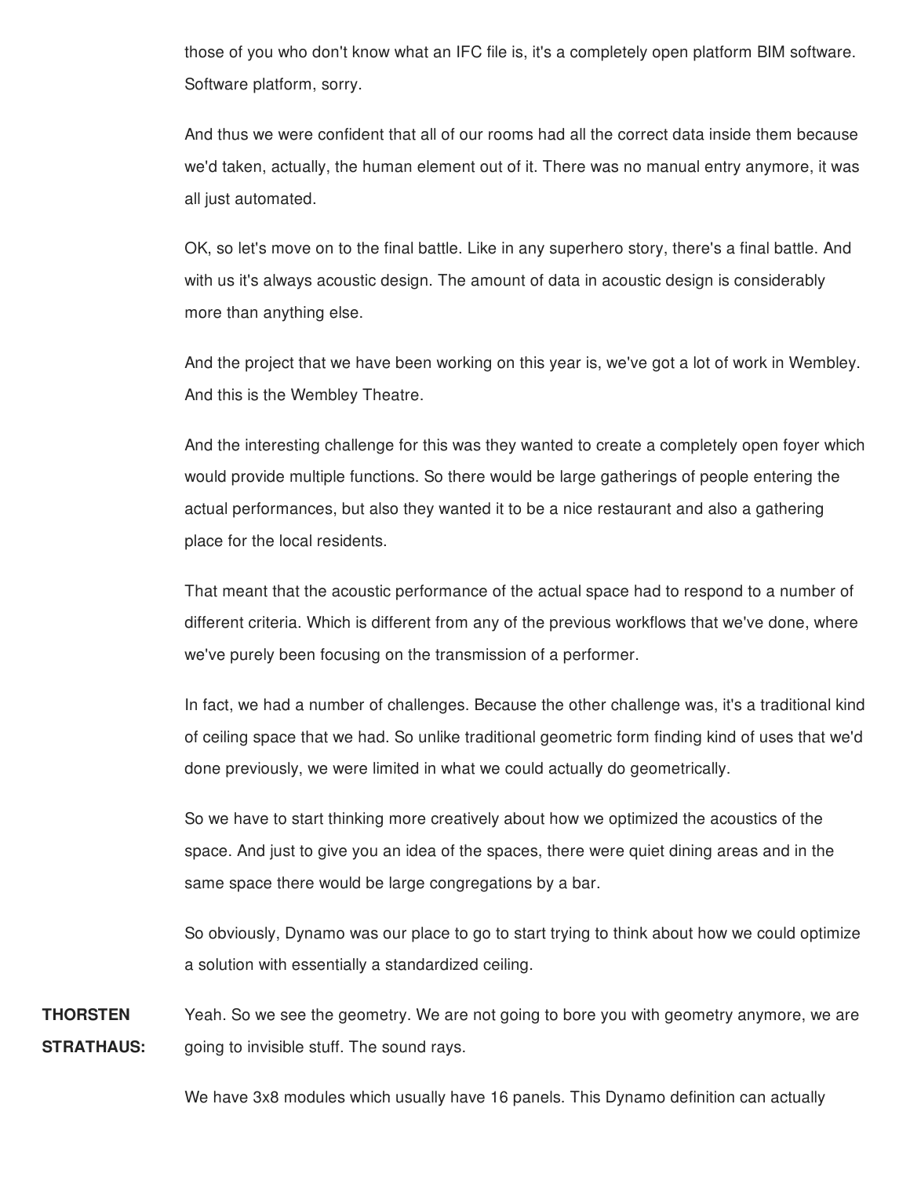those of you who don't know what an IFC file is, it's a completely open platform BIM software. Software platform, sorry.

And thus we were confident that all of our rooms had all the correct data inside them because we'd taken, actually, the human element out of it. There was no manual entry anymore, it was all just automated.

OK, so let's move on to the final battle. Like in any superhero story, there's a final battle. And with us it's always acoustic design. The amount of data in acoustic design is considerably more than anything else.

And the project that we have been working on this year is, we've got a lot of work in Wembley. And this is the Wembley Theatre.

And the interesting challenge for this was they wanted to create a completely open foyer which would provide multiple functions. So there would be large gatherings of people entering the actual performances, but also they wanted it to be a nice restaurant and also a gathering place for the local residents.

That meant that the acoustic performance of the actual space had to respond to a number of different criteria. Which is different from any of the previous workflows that we've done, where we've purely been focusing on the transmission of a performer.

In fact, we had a number of challenges. Because the other challenge was, it's a traditional kind of ceiling space that we had. So unlike traditional geometric form finding kind of uses that we'd done previously, we were limited in what we could actually do geometrically.

So we have to start thinking more creatively about how we optimized the acoustics of the space. And just to give you an idea of the spaces, there were quiet dining areas and in the same space there would be large congregations by a bar.

So obviously, Dynamo was our place to go to start trying to think about how we could optimize a solution with essentially a standardized ceiling.

**THORSTEN STRATHAUS:** Yeah. So we see the geometry. We are not going to bore you with geometry anymore, we are going to invisible stuff. The sound rays.

We have 3x8 modules which usually have 16 panels. This Dynamo definition can actually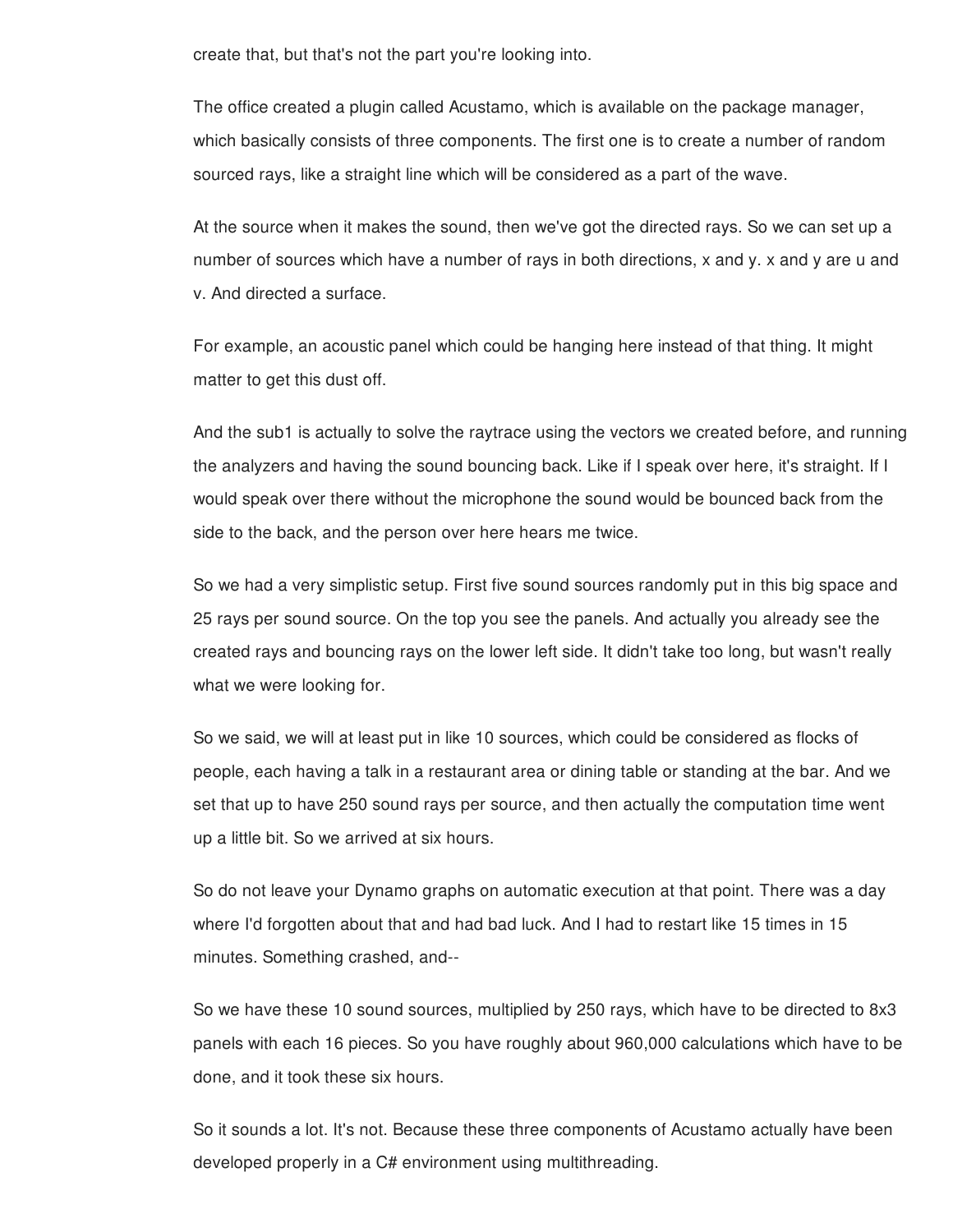create that, but that's not the part you're looking into.

The office created a plugin called Acustamo, which is available on the package manager, which basically consists of three components. The first one is to create a number of random sourced rays, like a straight line which will be considered as a part of the wave.

At the source when it makes the sound, then we've got the directed rays. So we can set up a number of sources which have a number of rays in both directions, x and y. x and y are u and v. And directed a surface.

For example, an acoustic panel which could be hanging here instead of that thing. It might matter to get this dust off.

And the sub1 is actually to solve the raytrace using the vectors we created before, and running the analyzers and having the sound bouncing back. Like if I speak over here, it's straight. If I would speak over there without the microphone the sound would be bounced back from the side to the back, and the person over here hears me twice.

So we had a very simplistic setup. First five sound sources randomly put in this big space and 25 rays per sound source. On the top you see the panels. And actually you already see the created rays and bouncing rays on the lower left side. It didn't take too long, but wasn't really what we were looking for.

So we said, we will at least put in like 10 sources, which could be considered as flocks of people, each having a talk in a restaurant area or dining table or standing at the bar. And we set that up to have 250 sound rays per source, and then actually the computation time went up a little bit. So we arrived at six hours.

So do not leave your Dynamo graphs on automatic execution at that point. There was a day where I'd forgotten about that and had bad luck. And I had to restart like 15 times in 15 minutes. Something crashed, and--

So we have these 10 sound sources, multiplied by 250 rays, which have to be directed to 8x3 panels with each 16 pieces. So you have roughly about 960,000 calculations which have to be done, and it took these six hours.

So it sounds a lot. It's not. Because these three components of Acustamo actually have been developed properly in a C# environment using multithreading.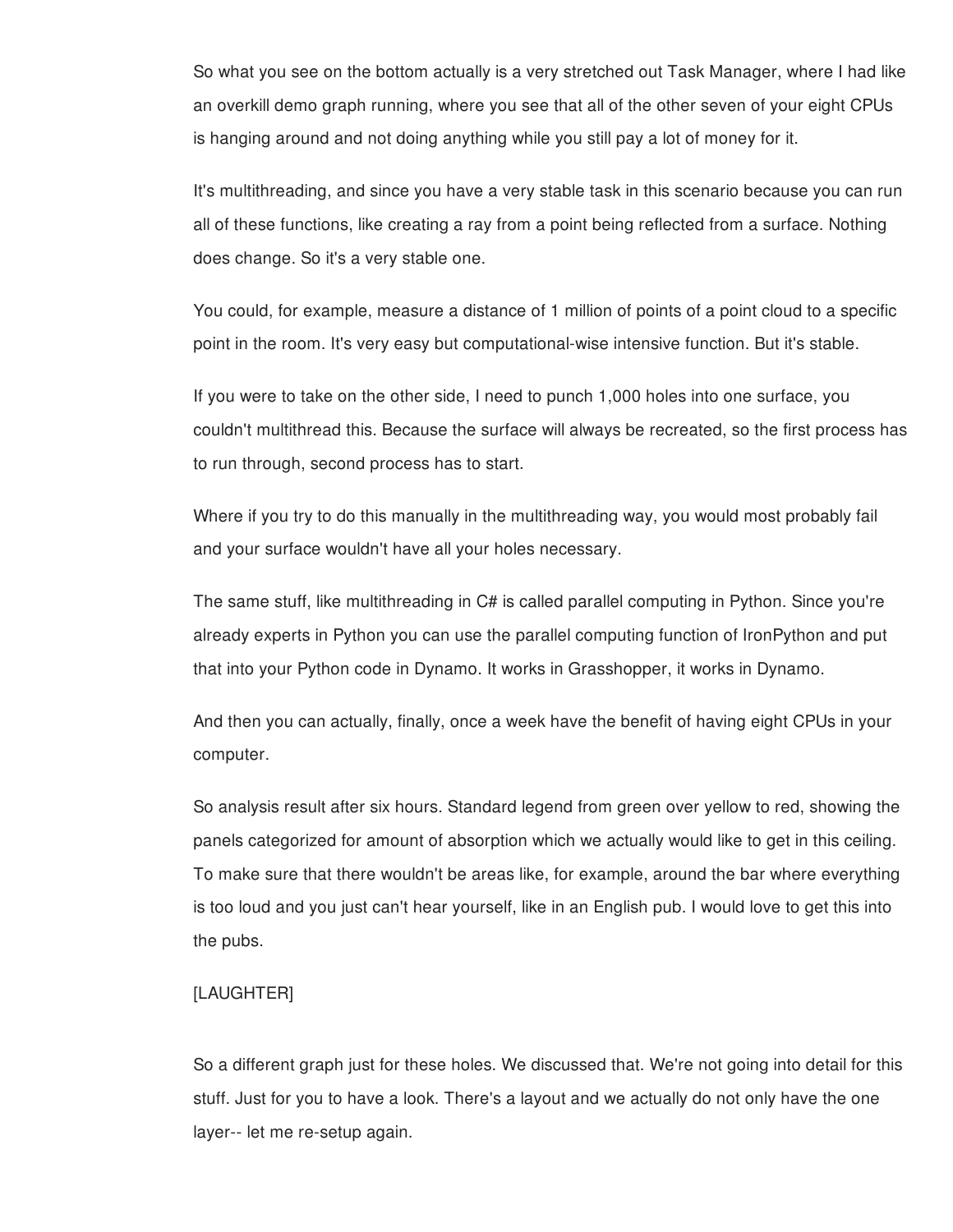So what you see on the bottom actually is a very stretched out Task Manager, where I had like an overkill demo graph running, where you see that all of the other seven of your eight CPUs is hanging around and not doing anything while you still pay a lot of money for it.

It's multithreading, and since you have a very stable task in this scenario because you can run all of these functions, like creating a ray from a point being reflected from a surface. Nothing does change. So it's a very stable one.

You could, for example, measure a distance of 1 million of points of a point cloud to a specific point in the room. It's very easy but computational-wise intensive function. But it's stable.

If you were to take on the other side, I need to punch 1,000 holes into one surface, you couldn't multithread this. Because the surface will always be recreated, so the first process has to run through, second process has to start.

Where if you try to do this manually in the multithreading way, you would most probably fail and your surface wouldn't have all your holes necessary.

The same stuff, like multithreading in C# is called parallel computing in Python. Since you're already experts in Python you can use the parallel computing function of IronPython and put that into your Python code in Dynamo. It works in Grasshopper, it works in Dynamo.

And then you can actually, finally, once a week have the benefit of having eight CPUs in your computer.

So analysis result after six hours. Standard legend from green over yellow to red, showing the panels categorized for amount of absorption which we actually would like to get in this ceiling. To make sure that there wouldn't be areas like, for example, around the bar where everything is too loud and you just can't hear yourself, like in an English pub. I would love to get this into the pubs.

[LAUGHTER]

So a different graph just for these holes. We discussed that. We're not going into detail for this stuff. Just for you to have a look. There's a layout and we actually do not only have the one layer-- let me re-setup again.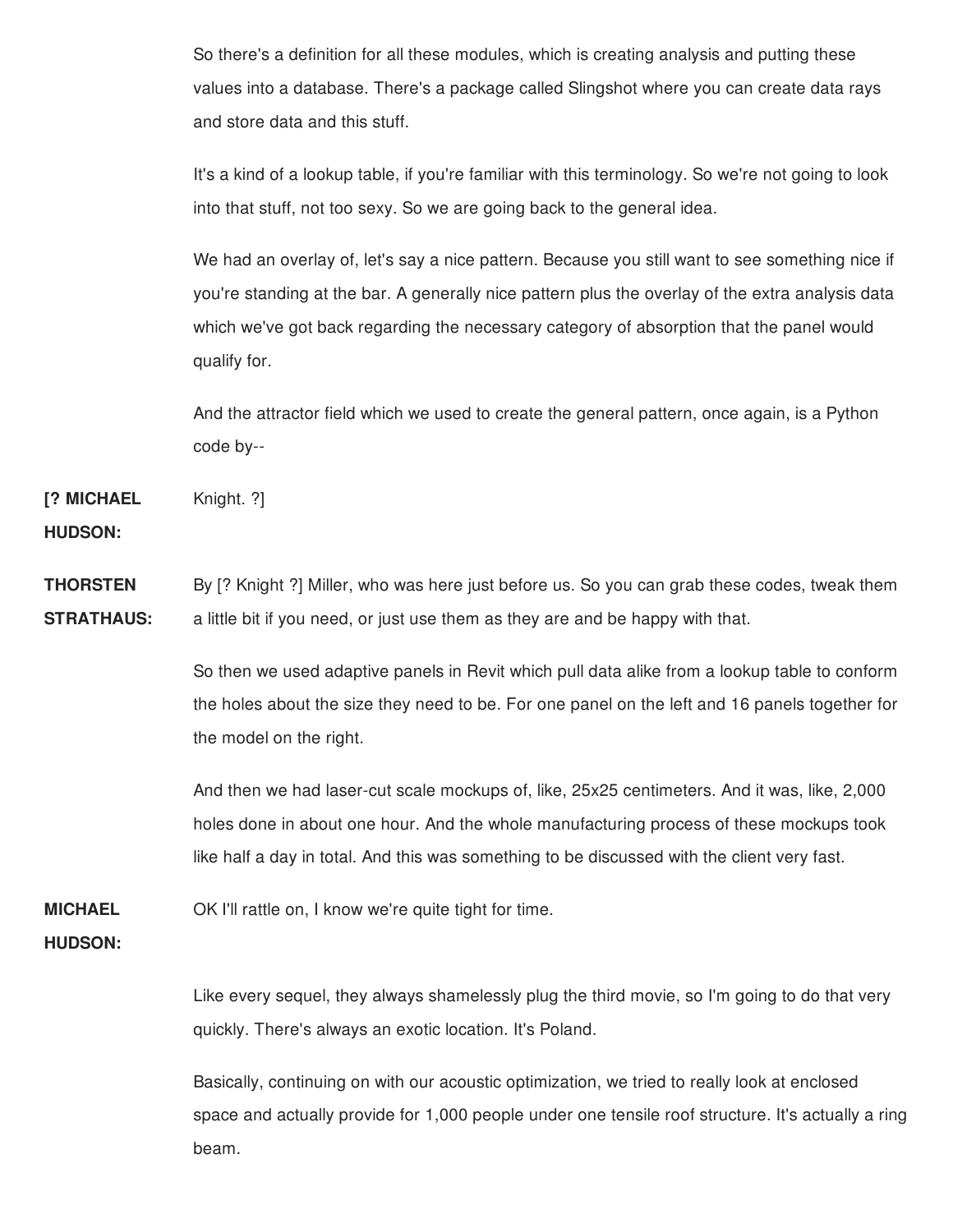So there's a definition for all these modules, which is creating analysis and putting these values into a database. There's a package called Slingshot where you can create data rays and store data and this stuff.

It's a kind of a lookup table, if you're familiar with this terminology. So we're not going to look into that stuff, not too sexy. So we are going back to the general idea.

We had an overlay of, let's say a nice pattern. Because you still want to see something nice if you're standing at the bar. A generally nice pattern plus the overlay of the extra analysis data which we've got back regarding the necessary category of absorption that the panel would qualify for.

And the attractor field which we used to create the general pattern, once again, is a Python code by--

**[? MICHAEL HUDSON:** Knight. ?]

**THORSTEN STRATHAUS:** By [? Knight ?] Miller, who was here just before us. So you can grab these codes, tweak them a little bit if you need, or just use them as they are and be happy with that.

So then we used adaptive panels in Revit which pull data alike from a lookup table to conform the holes about the size they need to be. For one panel on the left and 16 panels together for the model on the right.

And then we had laser-cut scale mockups of, like, 25x25 centimeters. And it was, like, 2,000 holes done in about one hour. And the whole manufacturing process of these mockups took like half a day in total. And this was something to be discussed with the client very fast.

**MICHAEL HUDSON:** OK I'll rattle on, I know we're quite tight for time.

Like every sequel, they always shamelessly plug the third movie, so I'm going to do that very quickly. There's always an exotic location. It's Poland.

Basically, continuing on with our acoustic optimization, we tried to really look at enclosed space and actually provide for 1,000 people under one tensile roof structure. It's actually a ring beam.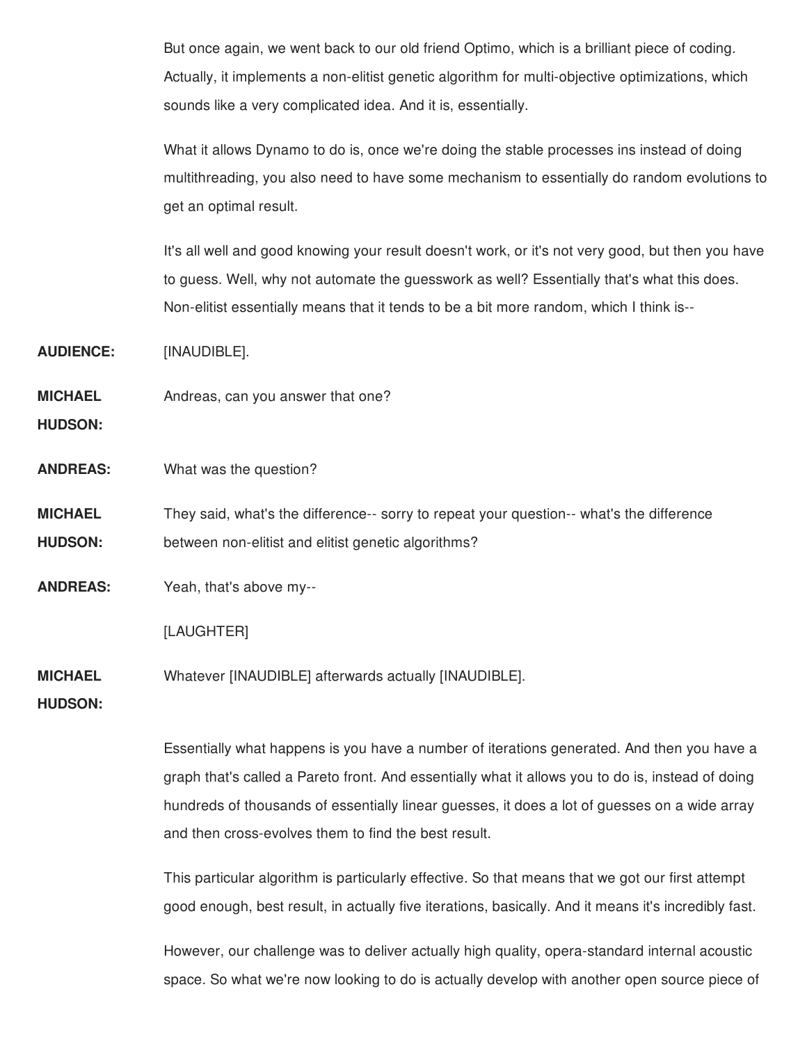But once again, we went back to our old friend Optimo, which is a brilliant piece of coding. Actually, it implements a non-elitist genetic algorithm for multi-objective optimizations, which sounds like a very complicated idea. And it is, essentially.

What it allows Dynamo to do is, once we're doing the stable processes ins instead of doing multithreading, you also need to have some mechanism to essentially do random evolutions to get an optimal result.

It's all well and good knowing your result doesn't work, or it's not very good, but then you have to guess. Well, why not automate the guesswork as well? Essentially that's what this does. Non-elitist essentially means that it tends to be a bit more random, which I think is--

**AUDIENCE:** [INAUDIBLE].

**MICHAEL HUDSON:** Andreas, can you answer that one?

**ANDREAS:** What was the question?

**MICHAEL HUDSON:** They said, what's the difference-- sorry to repeat your question-- what's the difference between non-elitist and elitist genetic algorithms?

**ANDREAS:** Yeah, that's above my--

[LAUGHTER]

**MICHAEL HUDSON:** Whatever [INAUDIBLE] afterwards actually [INAUDIBLE].

Essentially what happens is you have a number of iterations generated. And then you have a graph that's called a Pareto front. And essentially what it allows you to do is, instead of doing hundreds of thousands of essentially linear guesses, it does a lot of guesses on a wide array and then cross-evolves them to find the best result.

This particular algorithm is particularly effective. So that means that we got our first attempt good enough, best result, in actually five iterations, basically. And it means it's incredibly fast.

However, our challenge was to deliver actually high quality, opera-standard internal acoustic space. So what we're now looking to do is actually develop with another open source piece of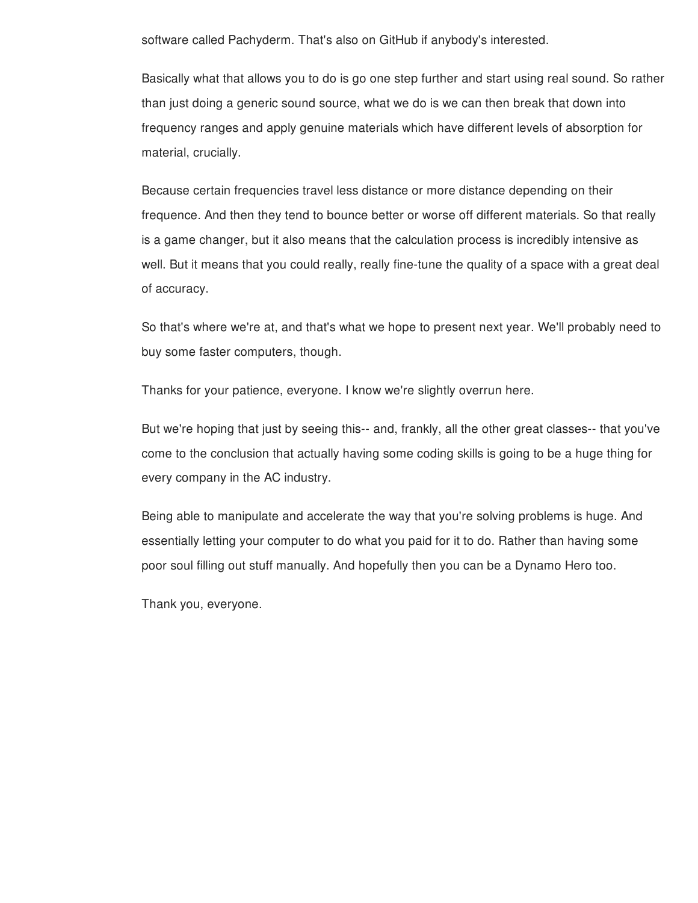software called Pachyderm. That's also on GitHub if anybody's interested.

Basically what that allows you to do is go one step further and start using real sound. So rather than just doing a generic sound source, what we do is we can then break that down into frequency ranges and apply genuine materials which have different levels of absorption for material, crucially.

Because certain frequencies travel less distance or more distance depending on their frequence. And then they tend to bounce better or worse off different materials. So that really is a game changer, but it also means that the calculation process is incredibly intensive as well. But it means that you could really, really fine-tune the quality of a space with a great deal of accuracy.

So that's where we're at, and that's what we hope to present next year. We'll probably need to buy some faster computers, though.

Thanks for your patience, everyone. I know we're slightly overrun here.

But we're hoping that just by seeing this-- and, frankly, all the other great classes-- that you've come to the conclusion that actually having some coding skills is going to be a huge thing for every company in the AC industry.

Being able to manipulate and accelerate the way that you're solving problems is huge. And essentially letting your computer to do what you paid for it to do. Rather than having some poor soul filling out stuff manually. And hopefully then you can be a Dynamo Hero too.

Thank you, everyone.